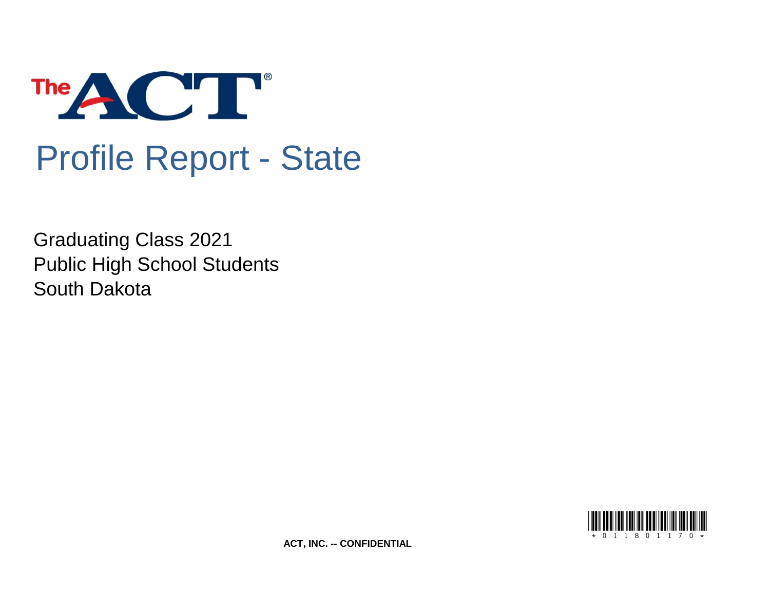The ACT®

# Profile Report - State

Graduating Class 2021
Public High School Students
South Dakota

ACT, INC. -- CONFIDENTIAL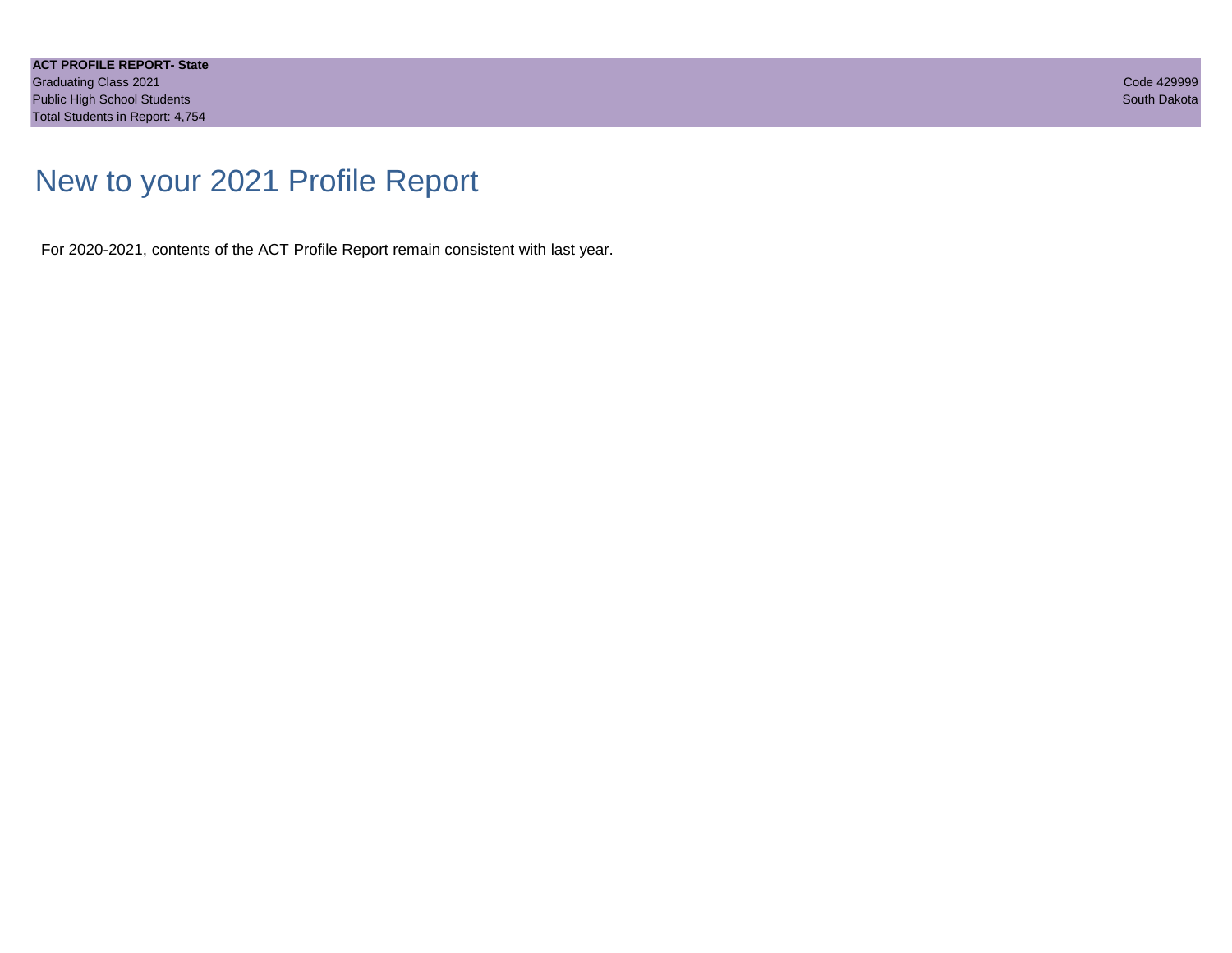# New to your 2021 Profile Report

For 2020-2021, contents of the ACT Profile Report remain consistent with last year.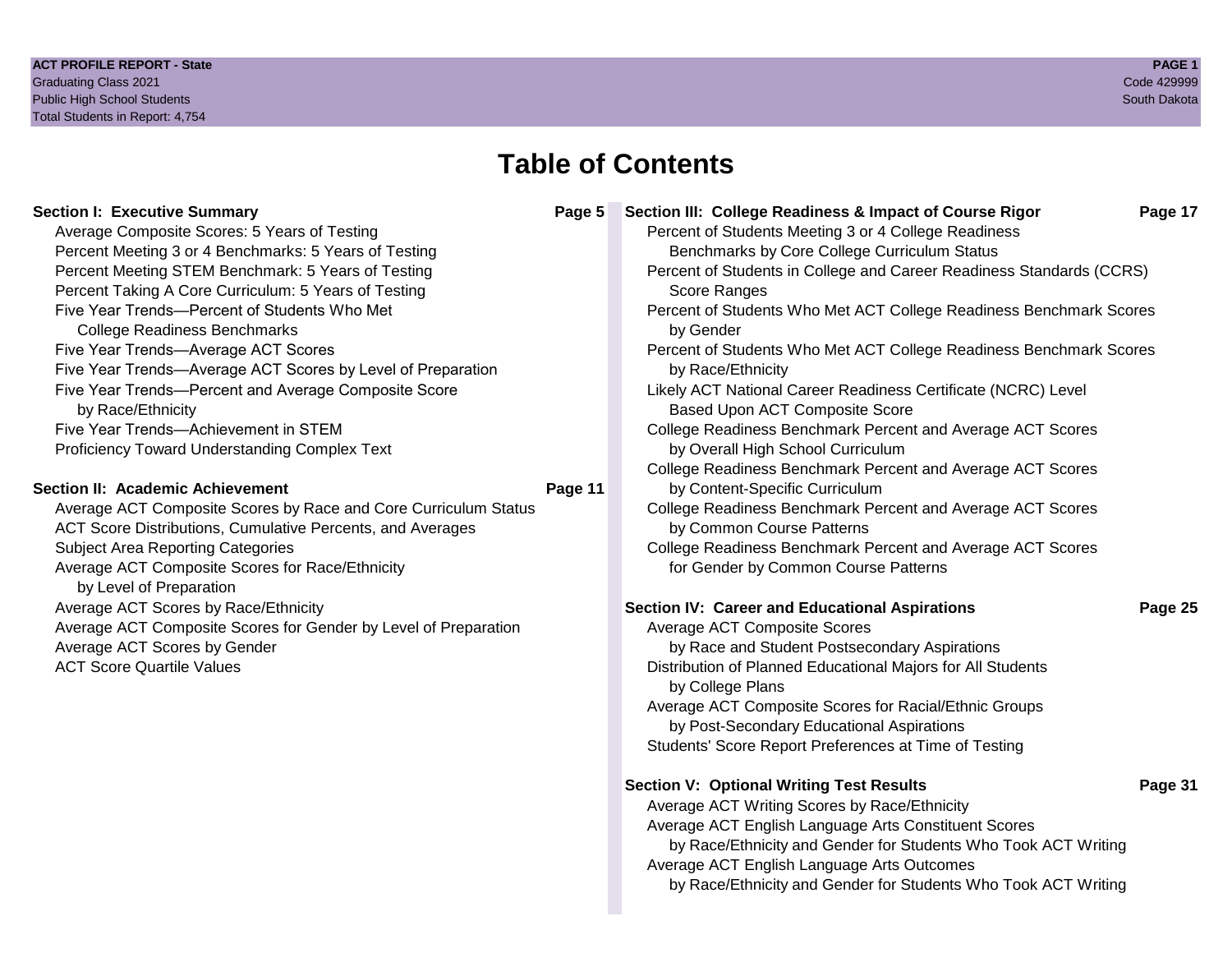# Table of Contents

**Section I: Executive Summary** — **Page 5**

- Average Composite Scores: 5 Years of Testing
- Percent Meeting 3 or 4 Benchmarks: 5 Years of Testing
- Percent Meeting STEM Benchmark: 5 Years of Testing
- Percent Taking A Core Curriculum: 5 Years of Testing
- Five Year Trends—Percent of Students Who Met College Readiness Benchmarks
- Five Year Trends—Average ACT Scores
- Five Year Trends—Average ACT Scores by Level of Preparation
- Five Year Trends—Percent and Average Composite Score by Race/Ethnicity
- Five Year Trends—Achievement in STEM
- Proficiency Toward Understanding Complex Text

**Section II: Academic Achievement** — **Page 11**

- Average ACT Composite Scores by Race and Core Curriculum Status
- ACT Score Distributions, Cumulative Percents, and Averages
- Subject Area Reporting Categories
- Average ACT Composite Scores for Race/Ethnicity by Level of Preparation
- Average ACT Scores by Race/Ethnicity
- Average ACT Composite Scores for Gender by Level of Preparation
- Average ACT Scores by Gender
- ACT Score Quartile Values

**Section III: College Readiness & Impact of Course Rigor** — **Page 17**

- Percent of Students Meeting 3 or 4 College Readiness Benchmarks by Core College Curriculum Status
- Percent of Students in College and Career Readiness Standards (CCRS) Score Ranges
- Percent of Students Who Met ACT College Readiness Benchmark Scores by Gender
- Percent of Students Who Met ACT College Readiness Benchmark Scores by Race/Ethnicity
- Likely ACT National Career Readiness Certificate (NCRC) Level Based Upon ACT Composite Score
- College Readiness Benchmark Percent and Average ACT Scores by Overall High School Curriculum
- College Readiness Benchmark Percent and Average ACT Scores by Content-Specific Curriculum
- College Readiness Benchmark Percent and Average ACT Scores by Common Course Patterns
- College Readiness Benchmark Percent and Average ACT Scores for Gender by Common Course Patterns

**Section IV: Career and Educational Aspirations** — **Page 25**

- Average ACT Composite Scores by Race and Student Postsecondary Aspirations
- Distribution of Planned Educational Majors for All Students by College Plans
- Average ACT Composite Scores for Racial/Ethnic Groups by Post-Secondary Educational Aspirations
- Students' Score Report Preferences at Time of Testing

**Section V: Optional Writing Test Results** — **Page 31**

- Average ACT Writing Scores by Race/Ethnicity
- Average ACT English Language Arts Constituent Scores by Race/Ethnicity and Gender for Students Who Took ACT Writing
- Average ACT English Language Arts Outcomes by Race/Ethnicity and Gender for Students Who Took ACT Writing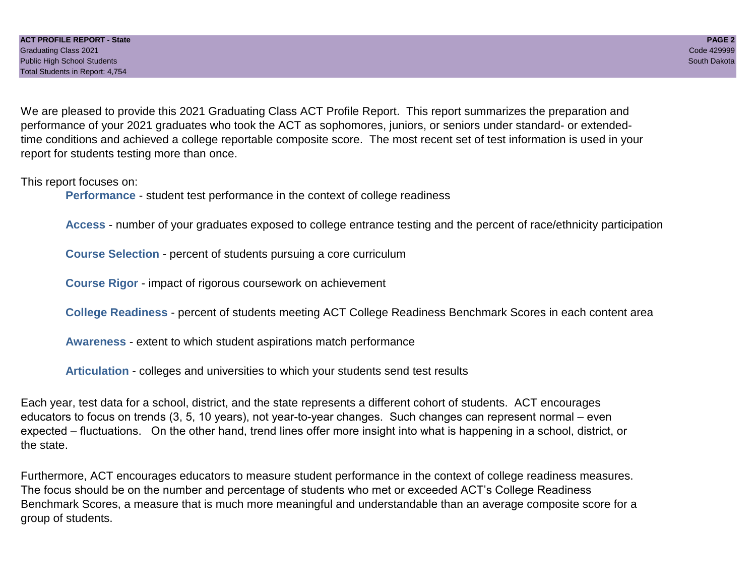We are pleased to provide this 2021 Graduating Class ACT Profile Report. This report summarizes the preparation and performance of your 2021 graduates who took the ACT as sophomores, juniors, or seniors under standard- or extended-time conditions and achieved a college reportable composite score. The most recent set of test information is used in your report for students testing more than once.

This report focuses on:

- **Performance** - student test performance in the context of college readiness
- **Access** - number of your graduates exposed to college entrance testing and the percent of race/ethnicity participation
- **Course Selection** - percent of students pursuing a core curriculum
- **Course Rigor** - impact of rigorous coursework on achievement
- **College Readiness** - percent of students meeting ACT College Readiness Benchmark Scores in each content area
- **Awareness** - extent to which student aspirations match performance
- **Articulation** - colleges and universities to which your students send test results

Each year, test data for a school, district, and the state represents a different cohort of students. ACT encourages educators to focus on trends (3, 5, 10 years), not year-to-year changes. Such changes can represent normal – even expected – fluctuations. On the other hand, trend lines offer more insight into what is happening in a school, district, or the state.

Furthermore, ACT encourages educators to measure student performance in the context of college readiness measures. The focus should be on the number and percentage of students who met or exceeded ACT's College Readiness Benchmark Scores, a measure that is much more meaningful and understandable than an average composite score for a group of students.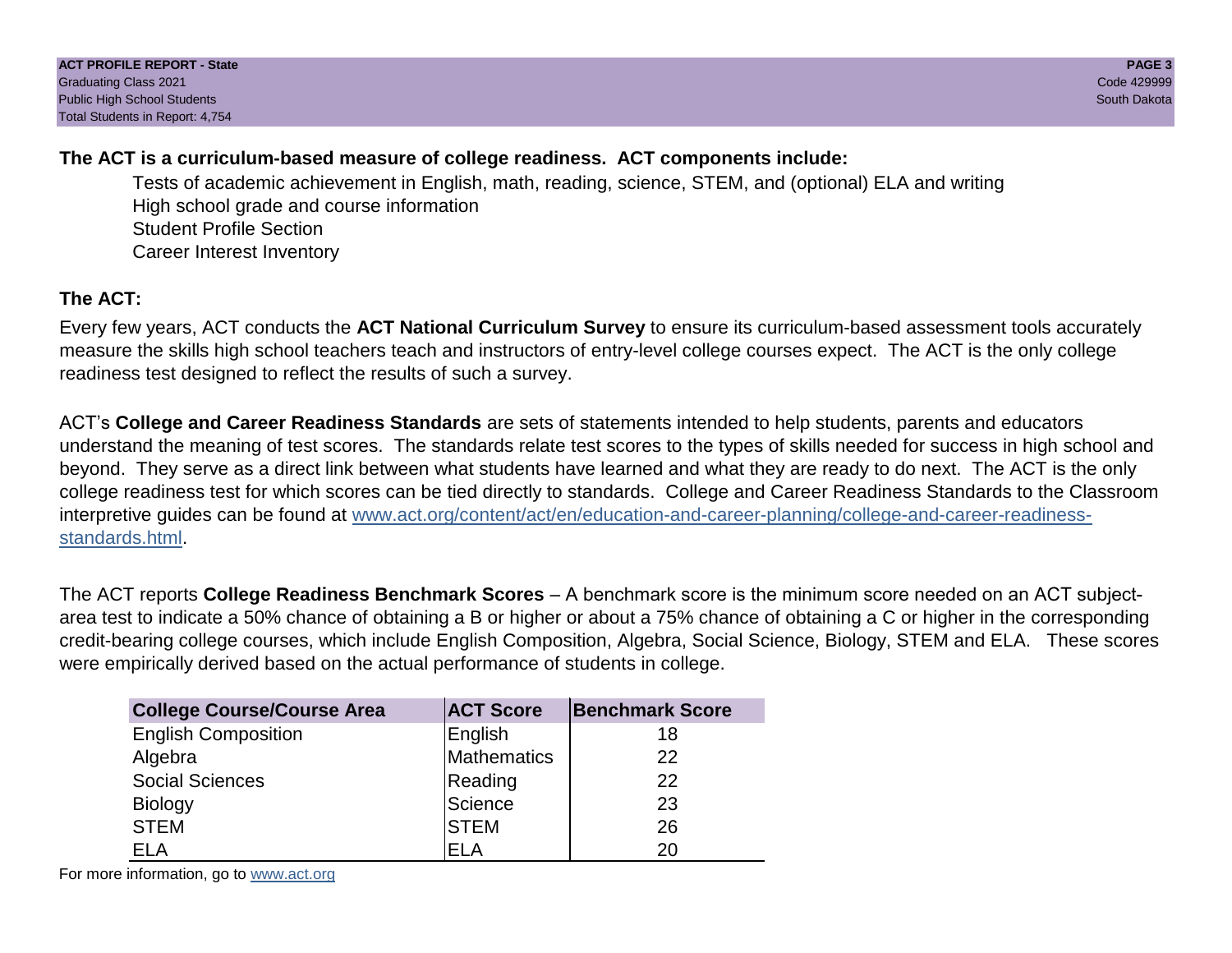**The ACT is a curriculum-based measure of college readiness. ACT components include:**

Tests of academic achievement in English, math, reading, science, STEM, and (optional) ELA and writing
High school grade and course information
Student Profile Section
Career Interest Inventory

**The ACT:**

Every few years, ACT conducts the **ACT National Curriculum Survey** to ensure its curriculum-based assessment tools accurately measure the skills high school teachers teach and instructors of entry-level college courses expect. The ACT is the only college readiness test designed to reflect the results of such a survey.

ACT's **College and Career Readiness Standards** are sets of statements intended to help students, parents and educators understand the meaning of test scores. The standards relate test scores to the types of skills needed for success in high school and beyond. They serve as a direct link between what students have learned and what they are ready to do next. The ACT is the only college readiness test for which scores can be tied directly to standards. College and Career Readiness Standards to the Classroom interpretive guides can be found at [www.act.org/content/act/en/education-and-career-planning/college-and-career-readiness-standards.html](www.act.org/content/act/en/education-and-career-planning/college-and-career-readiness-standards.html).

The ACT reports **College Readiness Benchmark Scores** – A benchmark score is the minimum score needed on an ACT subject-area test to indicate a 50% chance of obtaining a B or higher or about a 75% chance of obtaining a C or higher in the corresponding credit-bearing college courses, which include English Composition, Algebra, Social Science, Biology, STEM and ELA. These scores were empirically derived based on the actual performance of students in college.

| College Course/Course Area | ACT Score | Benchmark Score |
|---|---|---|
| English Composition | English | 18 |
| Algebra | Mathematics | 22 |
| Social Sciences | Reading | 22 |
| Biology | Science | 23 |
| STEM | STEM | 26 |
| ELA | ELA | 20 |

For more information, go to [www.act.org](www.act.org)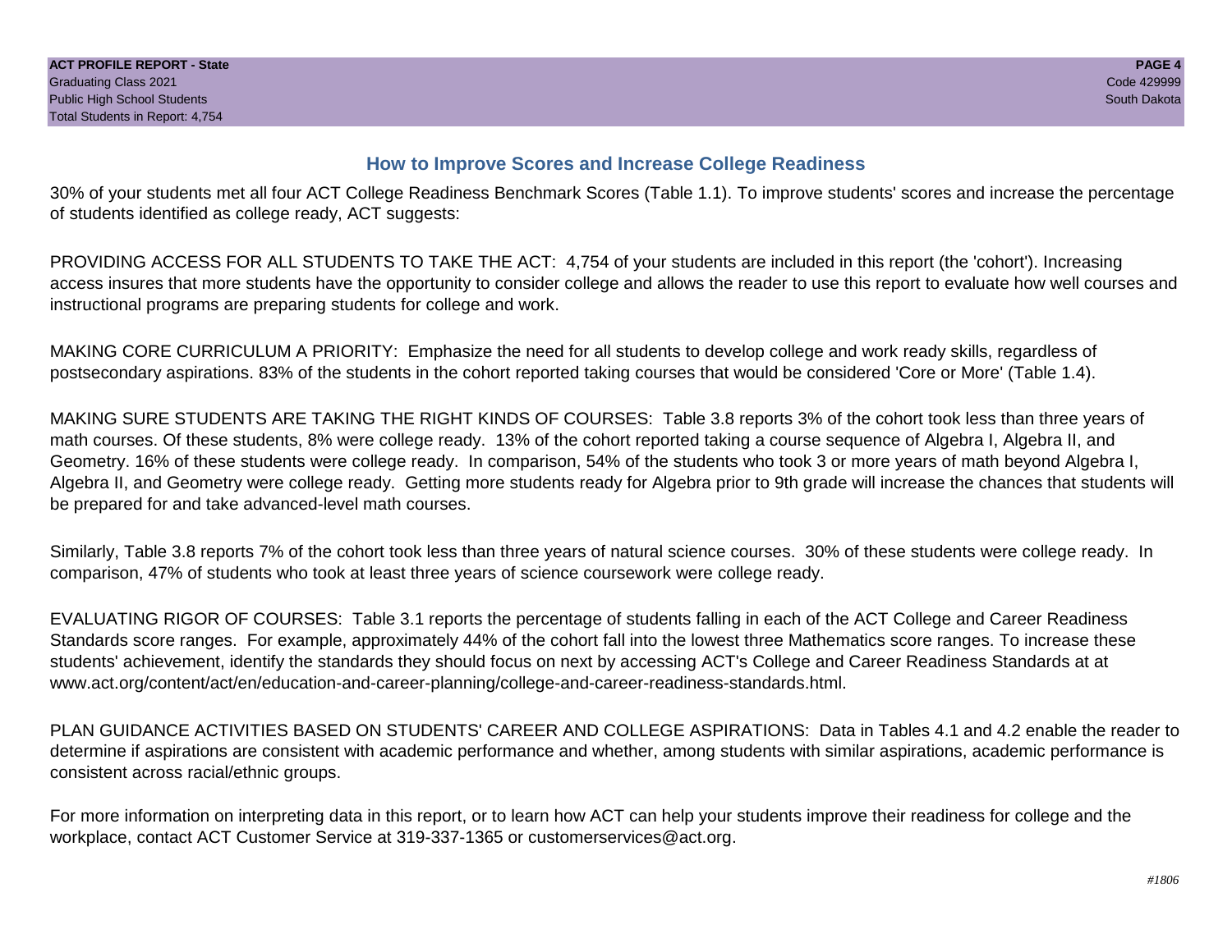## How to Improve Scores and Increase College Readiness

30% of your students met all four ACT College Readiness Benchmark Scores (Table 1.1). To improve students' scores and increase the percentage of students identified as college ready, ACT suggests:

PROVIDING ACCESS FOR ALL STUDENTS TO TAKE THE ACT: 4,754 of your students are included in this report (the 'cohort'). Increasing access insures that more students have the opportunity to consider college and allows the reader to use this report to evaluate how well courses and instructional programs are preparing students for college and work.

MAKING CORE CURRICULUM A PRIORITY: Emphasize the need for all students to develop college and work ready skills, regardless of postsecondary aspirations. 83% of the students in the cohort reported taking courses that would be considered 'Core or More' (Table 1.4).

MAKING SURE STUDENTS ARE TAKING THE RIGHT KINDS OF COURSES: Table 3.8 reports 3% of the cohort took less than three years of math courses. Of these students, 8% were college ready. 13% of the cohort reported taking a course sequence of Algebra I, Algebra II, and Geometry. 16% of these students were college ready. In comparison, 54% of the students who took 3 or more years of math beyond Algebra I, Algebra II, and Geometry were college ready. Getting more students ready for Algebra prior to 9th grade will increase the chances that students will be prepared for and take advanced-level math courses.

Similarly, Table 3.8 reports 7% of the cohort took less than three years of natural science courses. 30% of these students were college ready. In comparison, 47% of students who took at least three years of science coursework were college ready.

EVALUATING RIGOR OF COURSES: Table 3.1 reports the percentage of students falling in each of the ACT College and Career Readiness Standards score ranges. For example, approximately 44% of the cohort fall into the lowest three Mathematics score ranges. To increase these students' achievement, identify the standards they should focus on next by accessing ACT's College and Career Readiness Standards at at www.act.org/content/act/en/education-and-career-planning/college-and-career-readiness-standards.html.

PLAN GUIDANCE ACTIVITIES BASED ON STUDENTS' CAREER AND COLLEGE ASPIRATIONS: Data in Tables 4.1 and 4.2 enable the reader to determine if aspirations are consistent with academic performance and whether, among students with similar aspirations, academic performance is consistent across racial/ethnic groups.

For more information on interpreting data in this report, or to learn how ACT can help your students improve their readiness for college and the workplace, contact ACT Customer Service at 319-337-1365 or customerservices@act.org.

*#1806*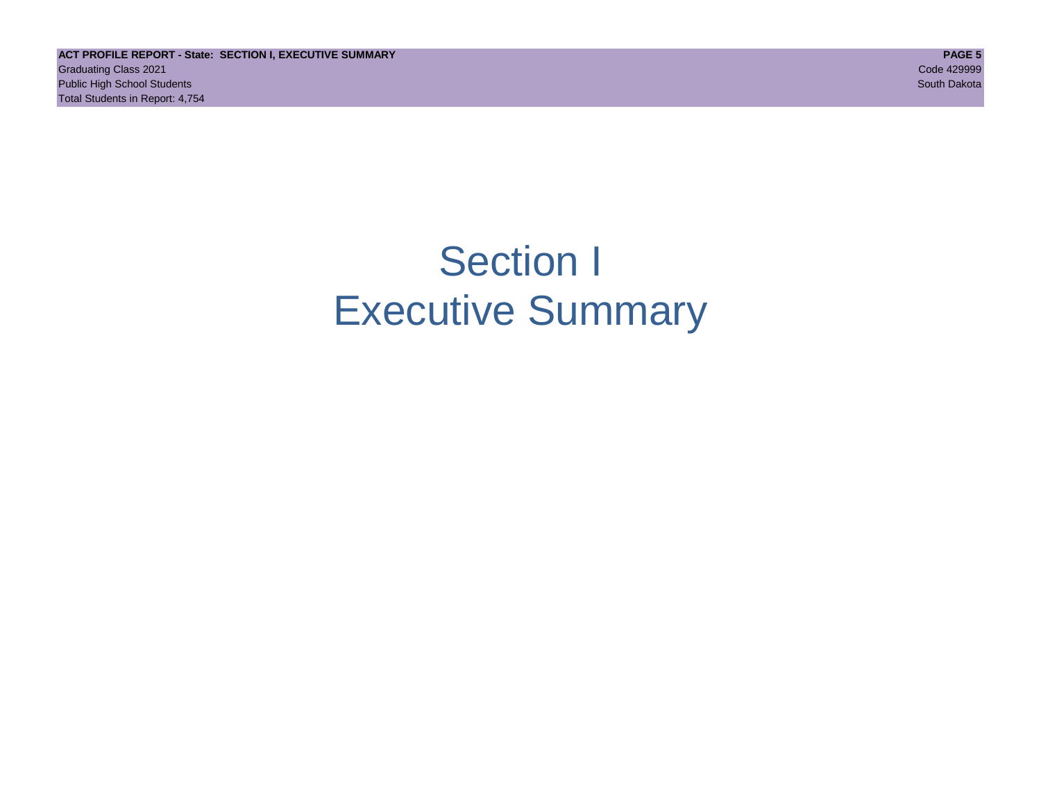# Section I
# Executive Summary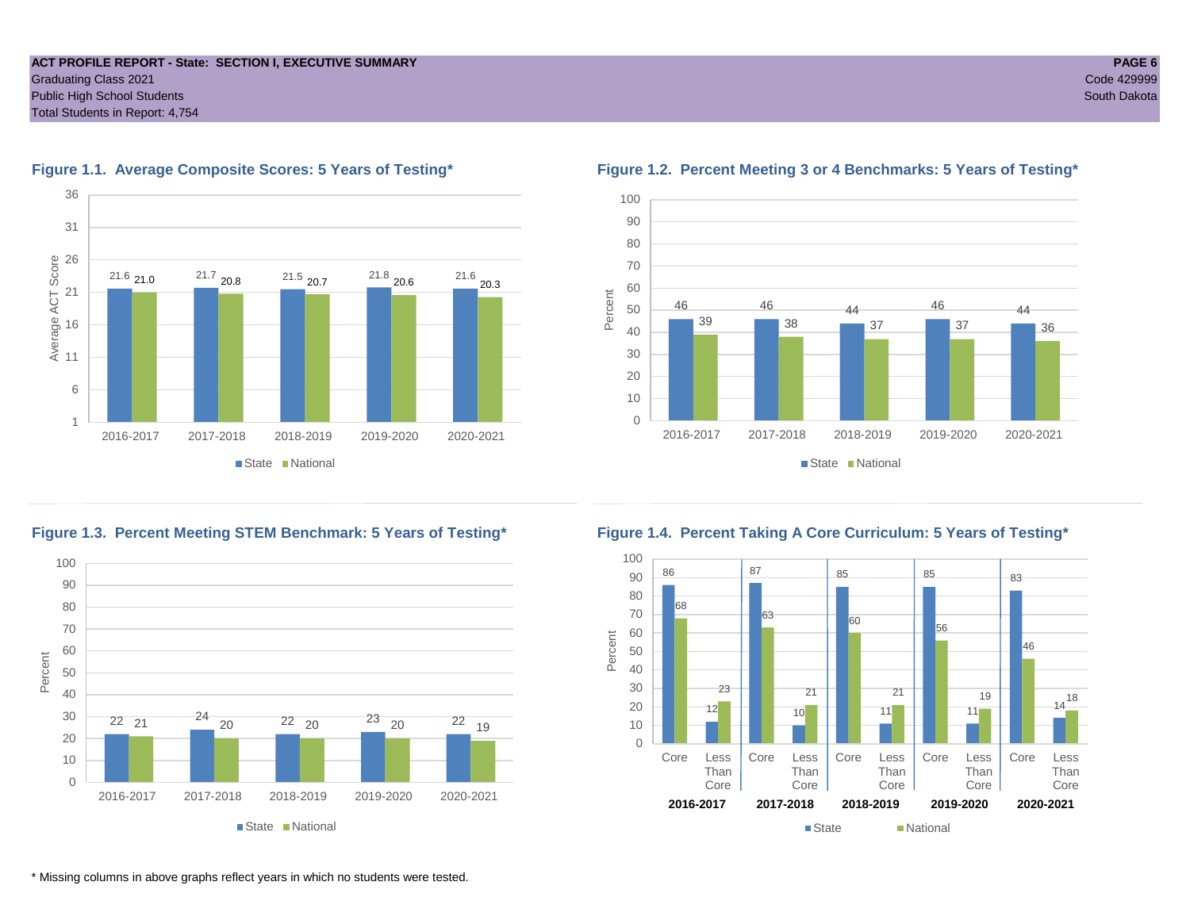ACT PROFILE REPORT - State: SECTION I, EXECUTIVE SUMMARY
Graduating Class 2021
Public High School Students
Total Students in Report: 4,754

Code 429999
South Dakota

### Figure 1.1. Average Composite Scores: 5 Years of Testing*

| | 2016-2017 | 2017-2018 | 2018-2019 | 2019-2020 | 2020-2021 |
|---|---|---|---|---|---|
| State | 21.6 | 21.7 | 21.5 | 21.8 | 21.6 |
| National | 21.0 | 20.8 | 20.7 | 20.6 | 20.3 |

### Figure 1.2. Percent Meeting 3 or 4 Benchmarks: 5 Years of Testing*

| | 2016-2017 | 2017-2018 | 2018-2019 | 2019-2020 | 2020-2021 |
|---|---|---|---|---|---|
| State | 46 | 46 | 44 | 46 | 44 |
| National | 39 | 38 | 37 | 37 | 36 |

### Figure 1.3. Percent Meeting STEM Benchmark: 5 Years of Testing*

| | 2016-2017 | 2017-2018 | 2018-2019 | 2019-2020 | 2020-2021 |
|---|---|---|---|---|---|
| State | 22 | 24 | 22 | 23 | 22 |
| National | 21 | 20 | 20 | 20 | 19 |

### Figure 1.4. Percent Taking A Core Curriculum: 5 Years of Testing*

| | 2016-2017 Core | 2016-2017 Less Than Core | 2017-2018 Core | 2017-2018 Less Than Core | 2018-2019 Core | 2018-2019 Less Than Core | 2019-2020 Core | 2019-2020 Less Than Core | 2020-2021 Core | 2020-2021 Less Than Core |
|---|---|---|---|---|---|---|---|---|---|---|
| State | 86 | 12 | 87 | 10 | 85 | 11 | 85 | 11 | 83 | 14 |
| National | 68 | 23 | 63 | 21 | 60 | 21 | 56 | 19 | 46 | 18 |

* Missing columns in above graphs reflect years in which no students were tested.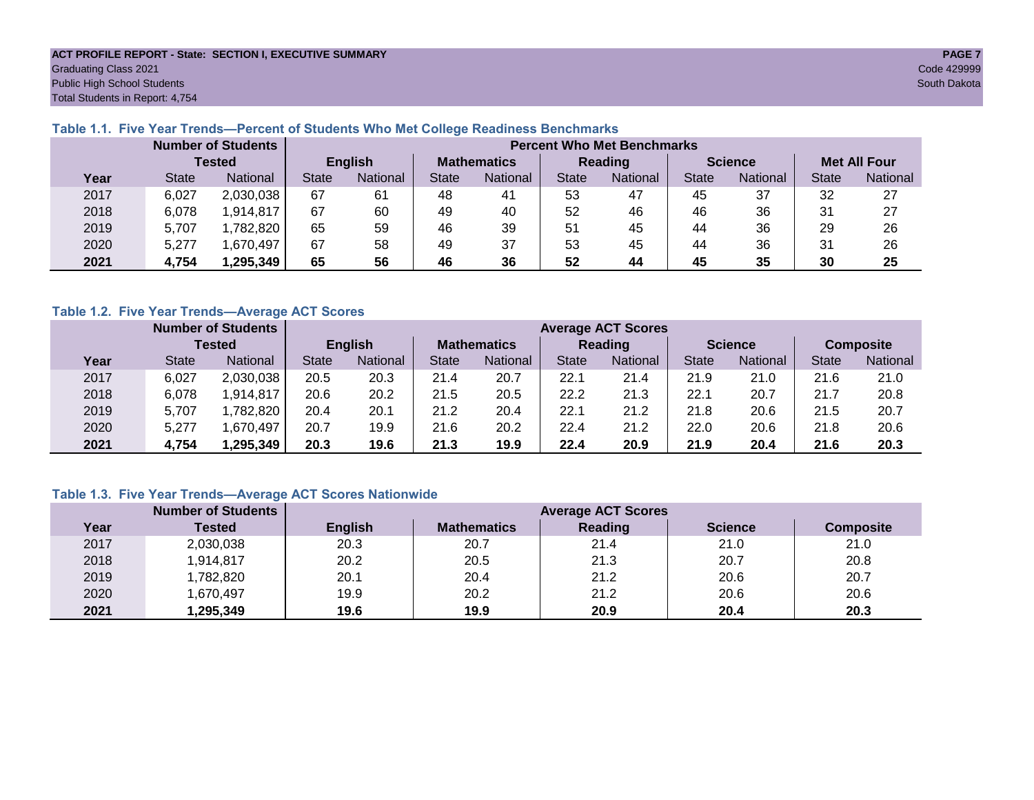**ACT PROFILE REPORT - State: SECTION I, EXECUTIVE SUMMARY**
Graduating Class 2021
Public High School Students
Total Students in Report: 4,754

Code 429999
South Dakota

### Table 1.1. Five Year Trends—Percent of Students Who Met College Readiness Benchmarks

| | Number of Students Tested | | Percent Who Met Benchmarks | | | | | | | | | |
|---|---|---|---|---|---|---|---|---|---|---|---|---|
| | | | English | | Mathematics | | Reading | | Science | | Met All Four | |
| Year | State | National | State | National | State | National | State | National | State | National | State | National |
| 2017 | 6,027 | 2,030,038 | 67 | 61 | 48 | 41 | 53 | 47 | 45 | 37 | 32 | 27 |
| 2018 | 6,078 | 1,914,817 | 67 | 60 | 49 | 40 | 52 | 46 | 46 | 36 | 31 | 27 |
| 2019 | 5,707 | 1,782,820 | 65 | 59 | 46 | 39 | 51 | 45 | 44 | 36 | 29 | 26 |
| 2020 | 5,277 | 1,670,497 | 67 | 58 | 49 | 37 | 53 | 45 | 44 | 36 | 31 | 26 |
| **2021** | **4,754** | **1,295,349** | **65** | **56** | **46** | **36** | **52** | **44** | **45** | **35** | **30** | **25** |

### Table 1.2. Five Year Trends—Average ACT Scores

| | Number of Students Tested | | Average ACT Scores | | | | | | | | | |
|---|---|---|---|---|---|---|---|---|---|---|---|---|
| | | | English | | Mathematics | | Reading | | Science | | Composite | |
| Year | State | National | State | National | State | National | State | National | State | National | State | National |
| 2017 | 6,027 | 2,030,038 | 20.5 | 20.3 | 21.4 | 20.7 | 22.1 | 21.4 | 21.9 | 21.0 | 21.6 | 21.0 |
| 2018 | 6,078 | 1,914,817 | 20.6 | 20.2 | 21.5 | 20.5 | 22.2 | 21.3 | 22.1 | 20.7 | 21.7 | 20.8 |
| 2019 | 5,707 | 1,782,820 | 20.4 | 20.1 | 21.2 | 20.4 | 22.1 | 21.2 | 21.8 | 20.6 | 21.5 | 20.7 |
| 2020 | 5,277 | 1,670,497 | 20.7 | 19.9 | 21.6 | 20.2 | 22.4 | 21.2 | 22.0 | 20.6 | 21.8 | 20.6 |
| **2021** | **4,754** | **1,295,349** | **20.3** | **19.6** | **21.3** | **19.9** | **22.4** | **20.9** | **21.9** | **20.4** | **21.6** | **20.3** |

### Table 1.3. Five Year Trends—Average ACT Scores Nationwide

| | Number of Students | Average ACT Scores | | | | |
|---|---|---|---|---|---|---|
| Year | Tested | English | Mathematics | Reading | Science | Composite |
| 2017 | 2,030,038 | 20.3 | 20.7 | 21.4 | 21.0 | 21.0 |
| 2018 | 1,914,817 | 20.2 | 20.5 | 21.3 | 20.7 | 20.8 |
| 2019 | 1,782,820 | 20.1 | 20.4 | 21.2 | 20.6 | 20.7 |
| 2020 | 1,670,497 | 19.9 | 20.2 | 21.2 | 20.6 | 20.6 |
| **2021** | **1,295,349** | **19.6** | **19.9** | **20.9** | **20.4** | **20.3** |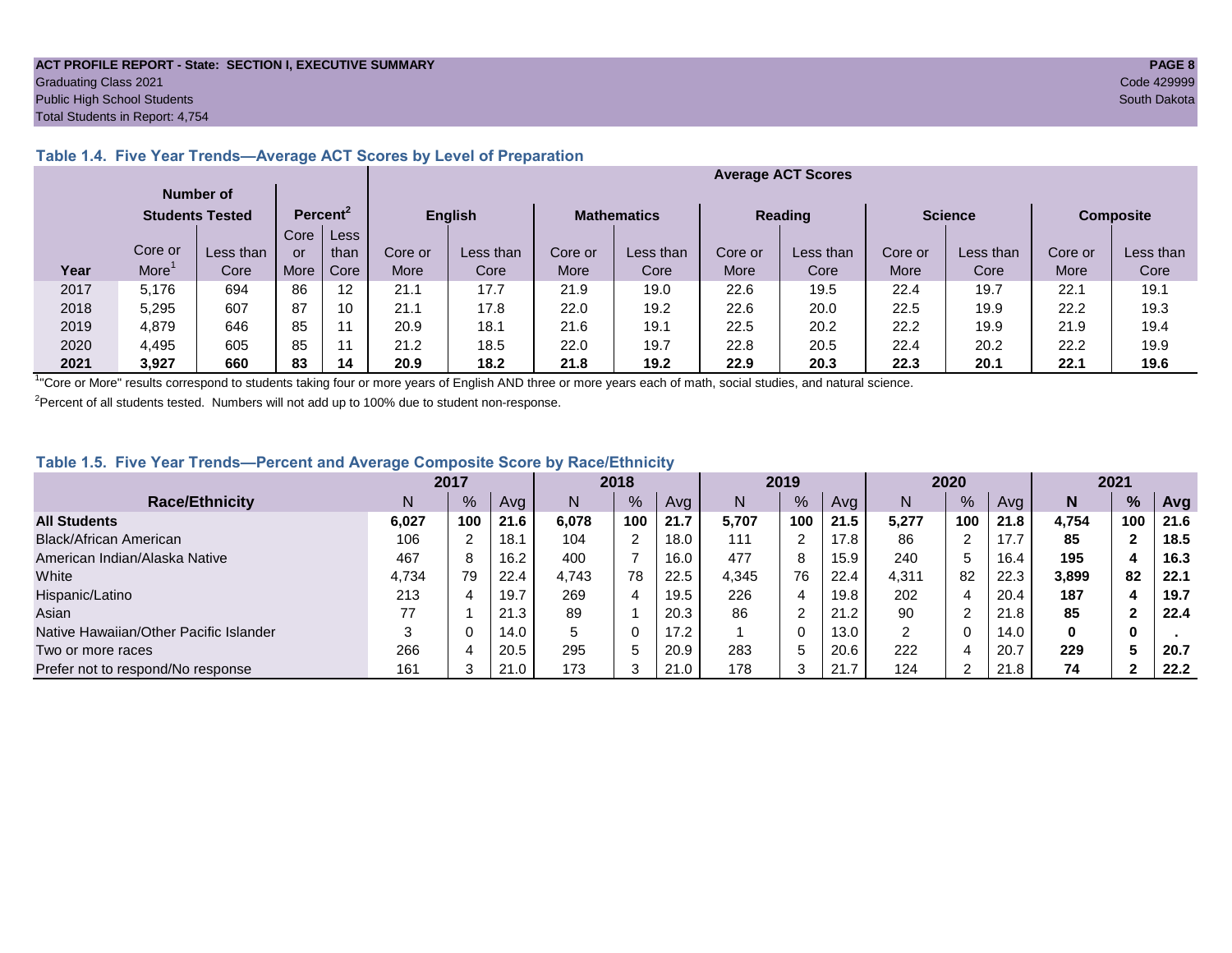## Table 1.4. Five Year Trends—Average ACT Scores by Level of Preparation

| Year | Number of Students Tested | | Percent[2] | | Average ACT Scores | | | | | | | | | |
|---|---|---|---|---|---|---|---|---|---|---|---|---|---|---|
| | | | | | English | | Mathematics | | Reading | | Science | | Composite | |
| | Core or More[1] | Less than Core | Core or More | Less than Core | Core or More | Less than Core | Core or More | Less than Core | Core or More | Less than Core | Core or More | Less than Core | Core or More | Less than Core |
| 2017 | 5,176 | 694 | 86 | 12 | 21.1 | 17.7 | 21.9 | 19.0 | 22.6 | 19.5 | 22.4 | 19.7 | 22.1 | 19.1 |
| 2018 | 5,295 | 607 | 87 | 10 | 21.1 | 17.8 | 22.0 | 19.2 | 22.6 | 20.0 | 22.5 | 19.9 | 22.2 | 19.3 |
| 2019 | 4,879 | 646 | 85 | 11 | 20.9 | 18.1 | 21.6 | 19.1 | 22.5 | 20.2 | 22.2 | 19.9 | 21.9 | 19.4 |
| 2020 | 4,495 | 605 | 85 | 11 | 21.2 | 18.5 | 22.0 | 19.7 | 22.8 | 20.5 | 22.4 | 20.2 | 22.2 | 19.9 |
| **2021** | **3,927** | **660** | **83** | **14** | **20.9** | **18.2** | **21.8** | **19.2** | **22.9** | **20.3** | **22.3** | **20.1** | **22.1** | **19.6** |

[1]"Core or More" results correspond to students taking four or more years of English AND three or more years each of math, social studies, and natural science.

[2]Percent of all students tested. Numbers will not add up to 100% due to student non-response.

## Table 1.5. Five Year Trends—Percent and Average Composite Score by Race/Ethnicity

| Race/Ethnicity | 2017 | | | 2018 | | | 2019 | | | 2020 | | | 2021 | | |
|---|---|---|---|---|---|---|---|---|---|---|---|---|---|---|---|
| | N | % | Avg | N | % | Avg | N | % | Avg | N | % | Avg | **N** | **%** | **Avg** |
| **All Students** | **6,027** | **100** | **21.6** | **6,078** | **100** | **21.7** | **5,707** | **100** | **21.5** | **5,277** | **100** | **21.8** | **4,754** | **100** | **21.6** |
| Black/African American | 106 | 2 | 18.1 | 104 | 2 | 18.0 | 111 | 2 | 17.8 | 86 | 2 | 17.7 | **85** | **2** | **18.5** |
| American Indian/Alaska Native | 467 | 8 | 16.2 | 400 | 7 | 16.0 | 477 | 8 | 15.9 | 240 | 5 | 16.4 | **195** | **4** | **16.3** |
| White | 4,734 | 79 | 22.4 | 4,743 | 78 | 22.5 | 4,345 | 76 | 22.4 | 4,311 | 82 | 22.3 | **3,899** | **82** | **22.1** |
| Hispanic/Latino | 213 | 4 | 19.7 | 269 | 4 | 19.5 | 226 | 4 | 19.8 | 202 | 4 | 20.4 | **187** | **4** | **19.7** |
| Asian | 77 | 1 | 21.3 | 89 | 1 | 20.3 | 86 | 2 | 21.2 | 90 | 2 | 21.8 | **85** | **2** | **22.4** |
| Native Hawaiian/Other Pacific Islander | 3 | 0 | 14.0 | 5 | 0 | 17.2 | 1 | 0 | 13.0 | 2 | 0 | 14.0 | **0** | **0** | **.** |
| Two or more races | 266 | 4 | 20.5 | 295 | 5 | 20.9 | 283 | 5 | 20.6 | 222 | 4 | 20.7 | **229** | **5** | **20.7** |
| Prefer not to respond/No response | 161 | 3 | 21.0 | 173 | 3 | 21.0 | 178 | 3 | 21.7 | 124 | 2 | 21.8 | **74** | **2** | **22.2** |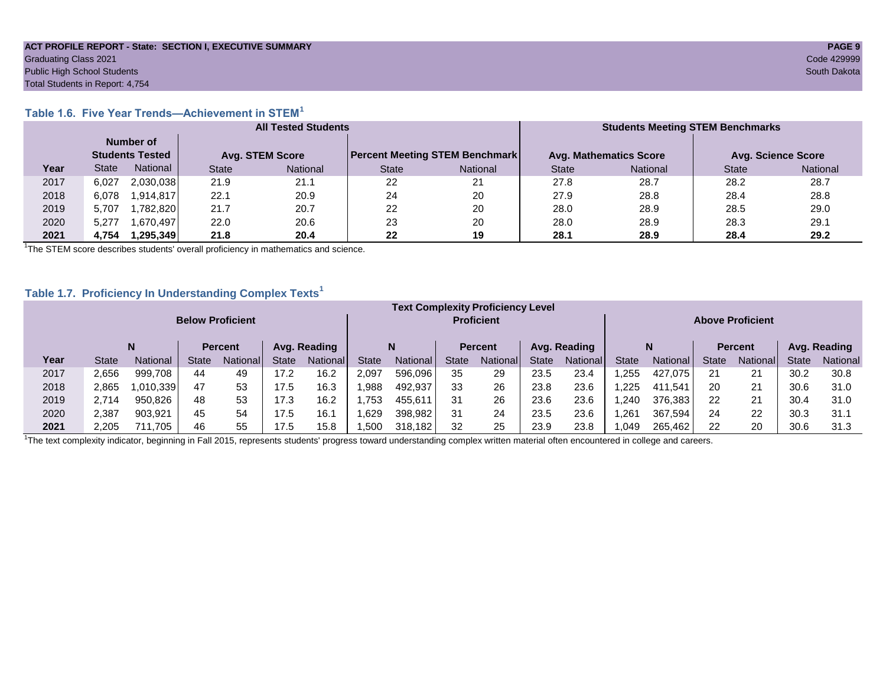ACT PROFILE REPORT - State: SECTION I, EXECUTIVE SUMMARY
Graduating Class 2021
Public High School Students
Total Students in Report: 4,754

Code 429999
South Dakota

### Table 1.6. Five Year Trends—Achievement in STEM[1]

| | All Tested Students | | | | | | Students Meeting STEM Benchmarks | | | |
|---|---|---|---|---|---|---|---|---|---|---|
| | Number of Students Tested | | Avg. STEM Score | | Percent Meeting STEM Benchmark | | Avg. Mathematics Score | | Avg. Science Score | |
| Year | State | National | State | National | State | National | State | National | State | National |
| 2017 | 6,027 | 2,030,038 | 21.9 | 21.1 | 22 | 21 | 27.8 | 28.7 | 28.2 | 28.7 |
| 2018 | 6,078 | 1,914,817 | 22.1 | 20.9 | 24 | 20 | 27.9 | 28.8 | 28.4 | 28.8 |
| 2019 | 5,707 | 1,782,820 | 21.7 | 20.7 | 22 | 20 | 28.0 | 28.9 | 28.5 | 29.0 |
| 2020 | 5,277 | 1,670,497 | 22.0 | 20.6 | 23 | 20 | 28.0 | 28.9 | 28.3 | 29.1 |
| **2021** | **4,754** | **1,295,349** | **21.8** | **20.4** | **22** | **19** | **28.1** | **28.9** | **28.4** | **29.2** |

[1]The STEM score describes students' overall proficiency in mathematics and science.

### Table 1.7. Proficiency In Understanding Complex Texts[1]

| | Text Complexity Proficiency Level | | | | | | | | | | | | | | | | | |
|---|---|---|---|---|---|---|---|---|---|---|---|---|---|---|---|---|---|---|
| | Below Proficient | | | | | | Proficient | | | | | | Above Proficient | | | | | |
| | N | | Percent | | Avg. Reading | | N | | Percent | | Avg. Reading | | N | | Percent | | Avg. Reading | |
| Year | State | National | State | National | State | National | State | National | State | National | State | National | State | National | State | National | State | National |
| 2017 | 2,656 | 999,708 | 44 | 49 | 17.2 | 16.2 | 2,097 | 596,096 | 35 | 29 | 23.5 | 23.4 | 1,255 | 427,075 | 21 | 21 | 30.2 | 30.8 |
| 2018 | 2,865 | 1,010,339 | 47 | 53 | 17.5 | 16.3 | 1,988 | 492,937 | 33 | 26 | 23.8 | 23.6 | 1,225 | 411,541 | 20 | 21 | 30.6 | 31.0 |
| 2019 | 2,714 | 950,826 | 48 | 53 | 17.3 | 16.2 | 1,753 | 455,611 | 31 | 26 | 23.6 | 23.6 | 1,240 | 376,383 | 22 | 21 | 30.4 | 31.0 |
| 2020 | 2,387 | 903,921 | 45 | 54 | 17.5 | 16.1 | 1,629 | 398,982 | 31 | 24 | 23.5 | 23.6 | 1,261 | 367,594 | 24 | 22 | 30.3 | 31.1 |
| **2021** | 2,205 | 711,705 | 46 | 55 | 17.5 | 15.8 | 1,500 | 318,182 | 32 | 25 | 23.9 | 23.8 | 1,049 | 265,462 | 22 | 20 | 30.6 | 31.3 |

[1]The text complexity indicator, beginning in Fall 2015, represents students' progress toward understanding complex written material often encountered in college and careers.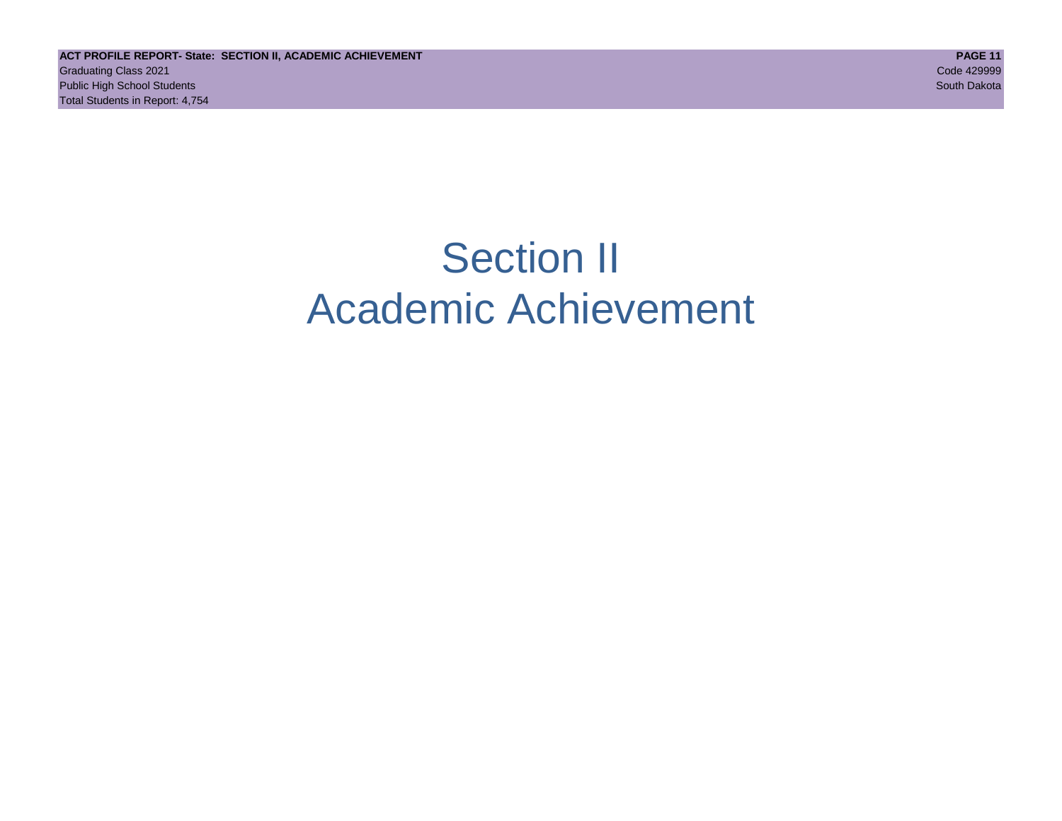# Section II
# Academic Achievement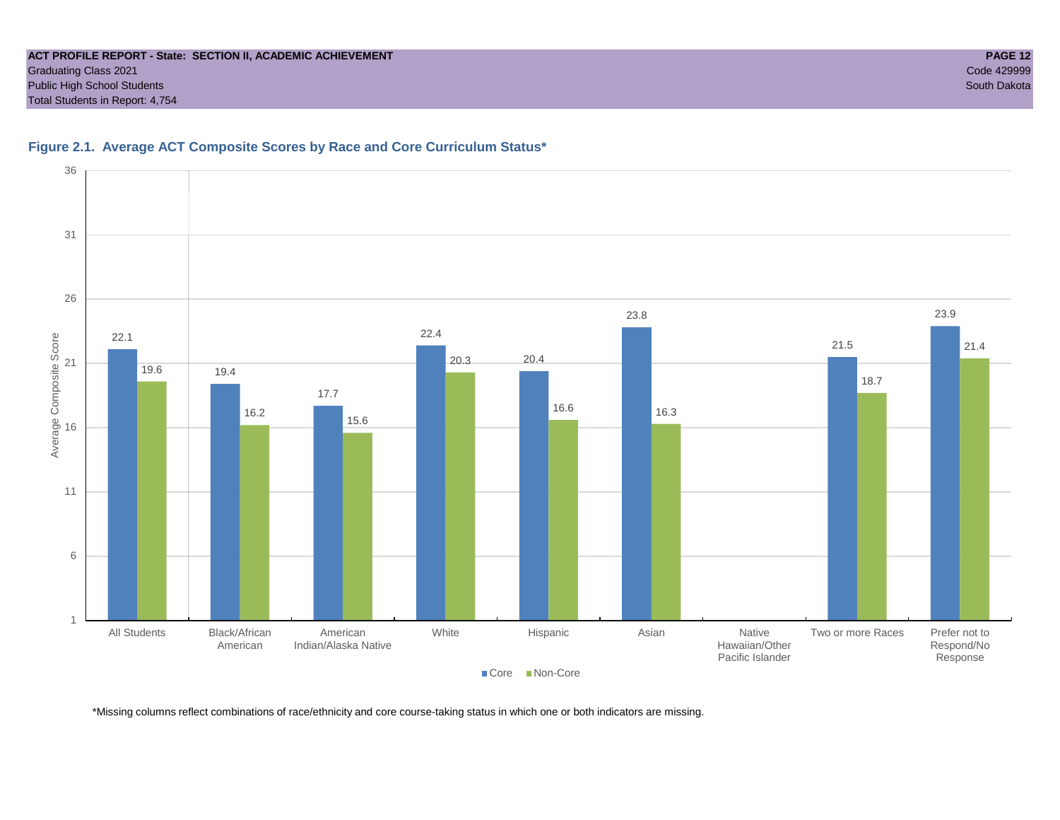**Figure 2.1. Average ACT Composite Scores by Race and Core Curriculum Status***

| Group | Core | Non-Core |
| --- | --- | --- |
| All Students | 22.1 | 19.6 |
| Black/African American | 19.4 | 16.2 |
| American Indian/Alaska Native | 17.7 | 15.6 |
| White | 22.4 | 20.3 |
| Hispanic | 20.4 | 16.6 |
| Asian | 23.8 | 16.3 |
| Native Hawaiian/Other Pacific Islander | | |
| Two or more Races | 21.5 | 18.7 |
| Prefer not to Respond/No Response | 23.9 | 21.4 |

*Missing columns reflect combinations of race/ethnicity and core course-taking status in which one or both indicators are missing.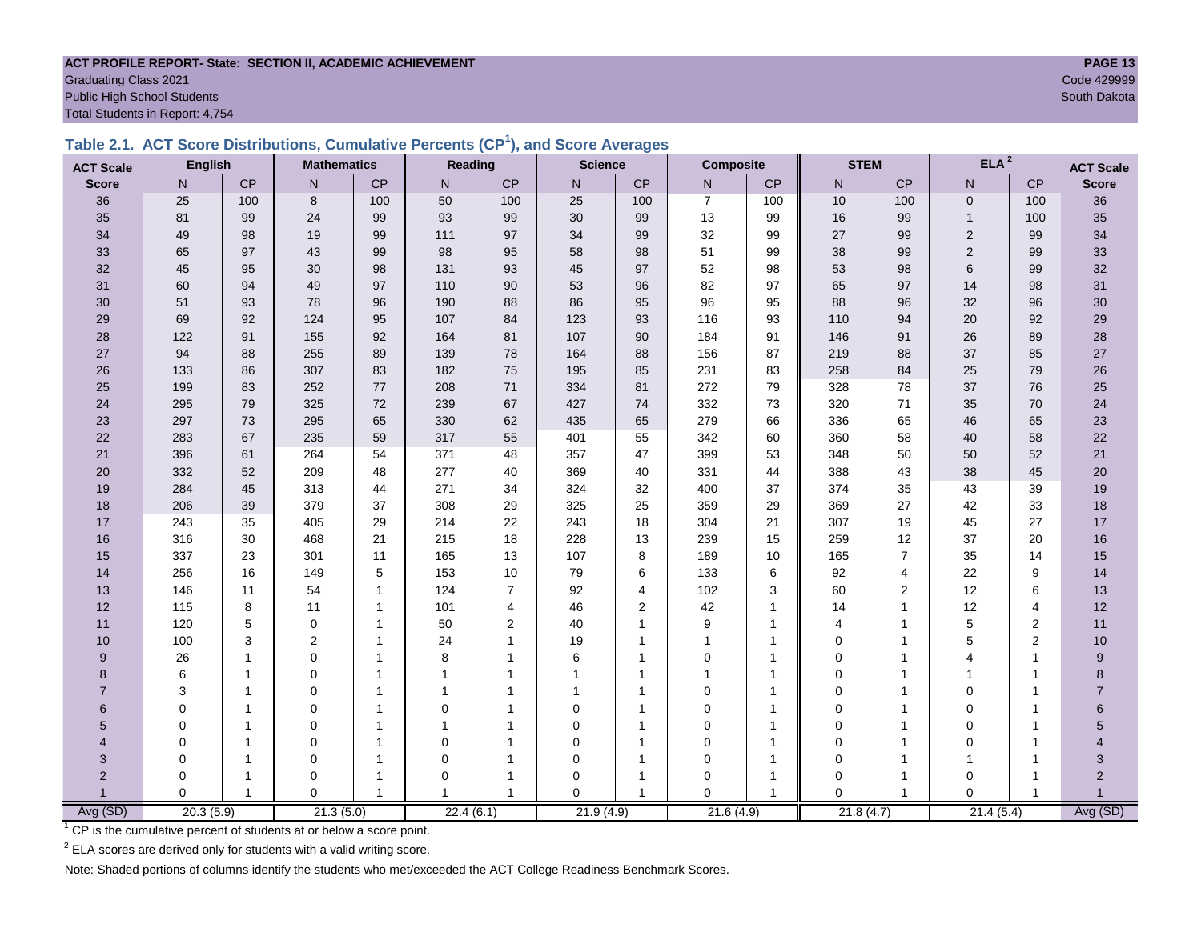**ACT PROFILE REPORT- State: SECTION II, ACADEMIC ACHIEVEMENT**
Graduating Class 2021
Public High School Students
Total Students in Report: 4,754

Code 429999
South Dakota

## Table 2.1. ACT Score Distributions, Cumulative Percents (CP[1]), and Score Averages

| ACT Scale | English | | Mathematics | | Reading | | Science | | Composite | | STEM | | ELA [2] | | ACT Scale |
|---|---|---|---|---|---|---|---|---|---|---|---|---|---|---|---|
| Score | N | CP | N | CP | N | CP | N | CP | N | CP | N | CP | N | CP | Score |
| 36 | 25 | 100 | 8 | 100 | 50 | 100 | 25 | 100 | 7 | 100 | 10 | 100 | 0 | 100 | 36 |
| 35 | 81 | 99 | 24 | 99 | 93 | 99 | 30 | 99 | 13 | 99 | 16 | 99 | 1 | 100 | 35 |
| 34 | 49 | 98 | 19 | 99 | 111 | 97 | 34 | 99 | 32 | 99 | 27 | 99 | 2 | 99 | 34 |
| 33 | 65 | 97 | 43 | 99 | 98 | 95 | 58 | 98 | 51 | 99 | 38 | 99 | 2 | 99 | 33 |
| 32 | 45 | 95 | 30 | 98 | 131 | 93 | 45 | 97 | 52 | 98 | 53 | 98 | 6 | 99 | 32 |
| 31 | 60 | 94 | 49 | 97 | 110 | 90 | 53 | 96 | 82 | 97 | 65 | 97 | 14 | 98 | 31 |
| 30 | 51 | 93 | 78 | 96 | 190 | 88 | 86 | 95 | 96 | 95 | 88 | 96 | 32 | 96 | 30 |
| 29 | 69 | 92 | 124 | 95 | 107 | 84 | 123 | 93 | 116 | 93 | 110 | 94 | 20 | 92 | 29 |
| 28 | 122 | 91 | 155 | 92 | 164 | 81 | 107 | 90 | 184 | 91 | 146 | 91 | 26 | 89 | 28 |
| 27 | 94 | 88 | 255 | 89 | 139 | 78 | 164 | 88 | 156 | 87 | 219 | 88 | 37 | 85 | 27 |
| 26 | 133 | 86 | 307 | 83 | 182 | 75 | 195 | 85 | 231 | 83 | 258 | 84 | 25 | 79 | 26 |
| 25 | 199 | 83 | 252 | 77 | 208 | 71 | 334 | 81 | 272 | 79 | 328 | 78 | 37 | 76 | 25 |
| 24 | 295 | 79 | 325 | 72 | 239 | 67 | 427 | 74 | 332 | 73 | 320 | 71 | 35 | 70 | 24 |
| 23 | 297 | 73 | 295 | 65 | 330 | 62 | 435 | 65 | 279 | 66 | 336 | 65 | 46 | 65 | 23 |
| 22 | 283 | 67 | 235 | 59 | 317 | 55 | 401 | 55 | 342 | 60 | 360 | 58 | 40 | 58 | 22 |
| 21 | 396 | 61 | 264 | 54 | 371 | 48 | 357 | 47 | 399 | 53 | 348 | 50 | 50 | 52 | 21 |
| 20 | 332 | 52 | 209 | 48 | 277 | 40 | 369 | 40 | 331 | 44 | 388 | 43 | 38 | 45 | 20 |
| 19 | 284 | 45 | 313 | 44 | 271 | 34 | 324 | 32 | 400 | 37 | 374 | 35 | 43 | 39 | 19 |
| 18 | 206 | 39 | 379 | 37 | 308 | 29 | 325 | 25 | 359 | 29 | 369 | 27 | 42 | 33 | 18 |
| 17 | 243 | 35 | 405 | 29 | 214 | 22 | 243 | 18 | 304 | 21 | 307 | 19 | 45 | 27 | 17 |
| 16 | 316 | 30 | 468 | 21 | 215 | 18 | 228 | 13 | 239 | 15 | 259 | 12 | 37 | 20 | 16 |
| 15 | 337 | 23 | 301 | 11 | 165 | 13 | 107 | 8 | 189 | 10 | 165 | 7 | 35 | 14 | 15 |
| 14 | 256 | 16 | 149 | 5 | 153 | 10 | 79 | 6 | 133 | 6 | 92 | 4 | 22 | 9 | 14 |
| 13 | 146 | 11 | 54 | 1 | 124 | 7 | 92 | 4 | 102 | 3 | 60 | 2 | 12 | 6 | 13 |
| 12 | 115 | 8 | 11 | 1 | 101 | 4 | 46 | 2 | 42 | 1 | 14 | 1 | 12 | 4 | 12 |
| 11 | 120 | 5 | 0 | 1 | 50 | 2 | 40 | 1 | 9 | 1 | 4 | 1 | 5 | 2 | 11 |
| 10 | 100 | 3 | 2 | 1 | 24 | 1 | 19 | 1 | 1 | 1 | 0 | 1 | 5 | 2 | 10 |
| 9 | 26 | 1 | 0 | 1 | 8 | 1 | 6 | 1 | 0 | 1 | 0 | 1 | 4 | 1 | 9 |
| 8 | 6 | 1 | 0 | 1 | 1 | 1 | 1 | 1 | 1 | 1 | 0 | 1 | 1 | 1 | 8 |
| 7 | 3 | 1 | 0 | 1 | 1 | 1 | 1 | 1 | 0 | 1 | 0 | 1 | 0 | 1 | 7 |
| 6 | 0 | 1 | 0 | 1 | 0 | 1 | 0 | 1 | 0 | 1 | 0 | 1 | 0 | 1 | 6 |
| 5 | 0 | 1 | 0 | 1 | 1 | 1 | 0 | 1 | 0 | 1 | 0 | 1 | 0 | 1 | 5 |
| 4 | 0 | 1 | 0 | 1 | 0 | 1 | 0 | 1 | 0 | 1 | 0 | 1 | 0 | 1 | 4 |
| 3 | 0 | 1 | 0 | 1 | 0 | 1 | 0 | 1 | 0 | 1 | 0 | 1 | 1 | 1 | 3 |
| 2 | 0 | 1 | 0 | 1 | 0 | 1 | 0 | 1 | 0 | 1 | 0 | 1 | 0 | 1 | 2 |
| 1 | 0 | 1 | 0 | 1 | 1 | 1 | 0 | 1 | 0 | 1 | 0 | 1 | 0 | 1 | 1 |
| Avg (SD) | 20.3 (5.9) | | 21.3 (5.0) | | 22.4 (6.1) | | 21.9 (4.9) | | 21.6 (4.9) | | 21.8 (4.7) | | 21.4 (5.4) | | Avg (SD) |

[1] CP is the cumulative percent of students at or below a score point.

[2] ELA scores are derived only for students with a valid writing score.

Note: Shaded portions of columns identify the students who met/exceeded the ACT College Readiness Benchmark Scores.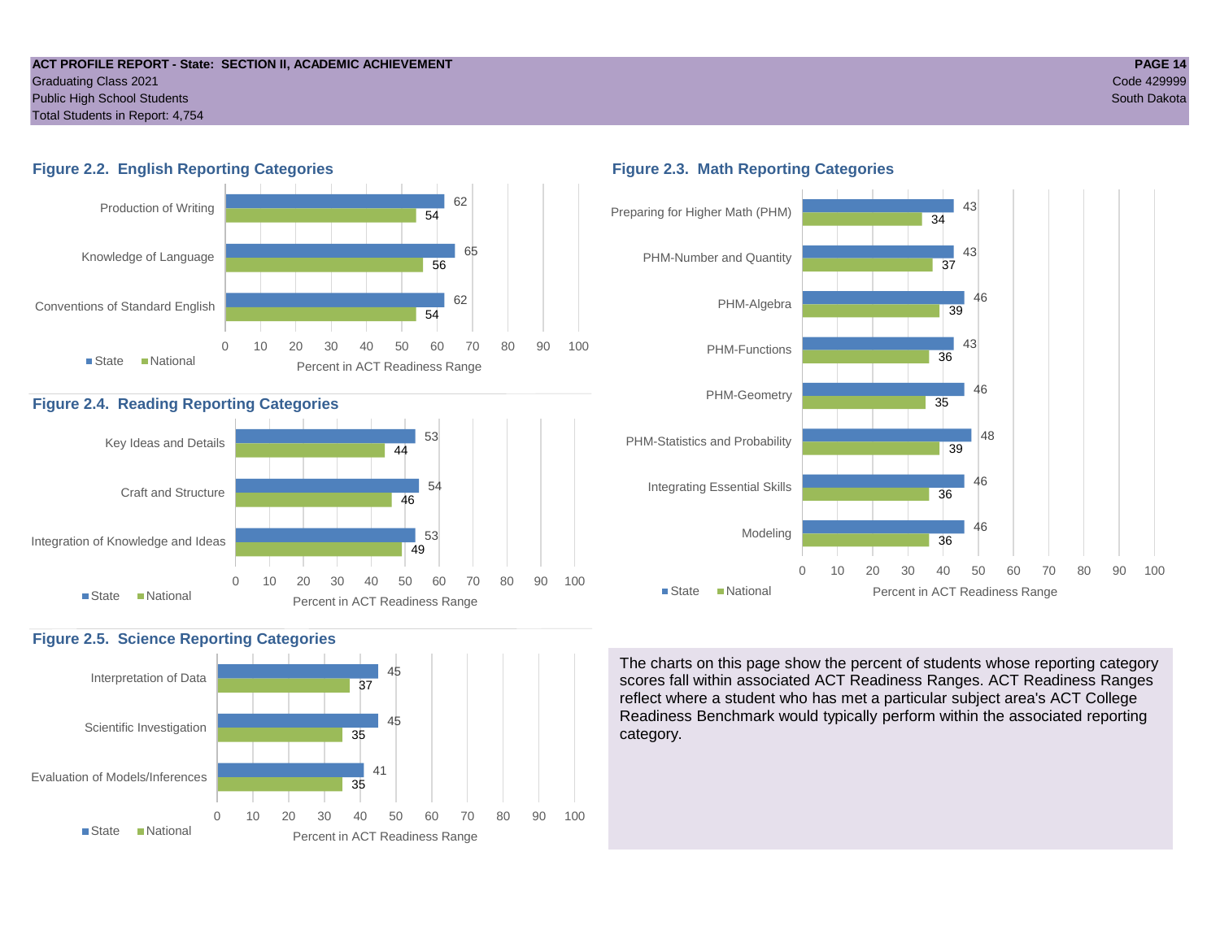## Figure 2.2. English Reporting Categories

| Category | State | National |
|---|---|---|
| Production of Writing | 62 | 54 |
| Knowledge of Language | 65 | 56 |
| Conventions of Standard English | 62 | 54 |

Percent in ACT Readiness Range

## Figure 2.3. Math Reporting Categories

| Category | State | National |
|---|---|---|
| Preparing for Higher Math (PHM) | 43 | 34 |
| PHM-Number and Quantity | 43 | 37 |
| PHM-Algebra | 46 | 39 |
| PHM-Functions | 43 | 36 |
| PHM-Geometry | 46 | 35 |
| PHM-Statistics and Probability | 48 | 39 |
| Integrating Essential Skills | 46 | 36 |
| Modeling | 46 | 36 |

Percent in ACT Readiness Range

## Figure 2.4. Reading Reporting Categories

| Category | State | National |
|---|---|---|
| Key Ideas and Details | 53 | 44 |
| Craft and Structure | 54 | 46 |
| Integration of Knowledge and Ideas | 53 | 49 |

Percent in ACT Readiness Range

## Figure 2.5. Science Reporting Categories

| Category | State | National |
|---|---|---|
| Interpretation of Data | 45 | 37 |
| Scientific Investigation | 45 | 35 |
| Evaluation of Models/Inferences | 41 | 35 |

Percent in ACT Readiness Range

The charts on this page show the percent of students whose reporting category scores fall within associated ACT Readiness Ranges. ACT Readiness Ranges reflect where a student who has met a particular subject area's ACT College Readiness Benchmark would typically perform within the associated reporting category.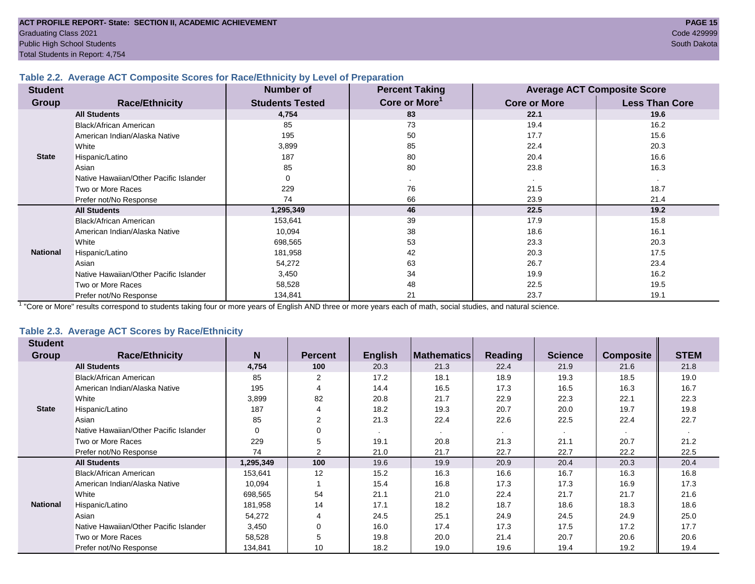ACT PROFILE REPORT- State: SECTION II, ACADEMIC ACHIEVEMENT

Graduating Class 2021
Public High School Students
Total Students in Report: 4,754

Code 429999
South Dakota

### Table 2.2. Average ACT Composite Scores for Race/Ethnicity by Level of Preparation

| Student Group | Race/Ethnicity | Number of Students Tested | Percent Taking Core or More[1] | Average ACT Composite Score | |
|---|---|---|---|---|---|
| | | | | Core or More | Less Than Core |
| State | **All Students** | **4,754** | **83** | **22.1** | **19.6** |
| | Black/African American | 85 | 73 | 19.4 | 16.2 |
| | American Indian/Alaska Native | 195 | 50 | 17.7 | 15.6 |
| | White | 3,899 | 85 | 22.4 | 20.3 |
| | Hispanic/Latino | 187 | 80 | 20.4 | 16.6 |
| | Asian | 85 | 80 | 23.8 | 16.3 |
| | Native Hawaiian/Other Pacific Islander | 0 | . | . | . |
| | Two or More Races | 229 | 76 | 21.5 | 18.7 |
| | Prefer not/No Response | 74 | 66 | 23.9 | 21.4 |
| National | **All Students** | **1,295,349** | **46** | **22.5** | **19.2** |
| | Black/African American | 153,641 | 39 | 17.9 | 15.8 |
| | American Indian/Alaska Native | 10,094 | 38 | 18.6 | 16.1 |
| | White | 698,565 | 53 | 23.3 | 20.3 |
| | Hispanic/Latino | 181,958 | 42 | 20.3 | 17.5 |
| | Asian | 54,272 | 63 | 26.7 | 23.4 |
| | Native Hawaiian/Other Pacific Islander | 3,450 | 34 | 19.9 | 16.2 |
| | Two or More Races | 58,528 | 48 | 22.5 | 19.5 |
| | Prefer not/No Response | 134,841 | 21 | 23.7 | 19.1 |

[1] "Core or More" results correspond to students taking four or more years of English AND three or more years each of math, social studies, and natural science.

### Table 2.3. Average ACT Scores by Race/Ethnicity

| Student Group | Race/Ethnicity | N | Percent | English | Mathematics | Reading | Science | Composite | STEM |
|---|---|---|---|---|---|---|---|---|---|
| State | **All Students** | **4,754** | **100** | 20.3 | 21.3 | 22.4 | 21.9 | 21.6 | 21.8 |
| | Black/African American | 85 | 2 | 17.2 | 18.1 | 18.9 | 19.3 | 18.5 | 19.0 |
| | American Indian/Alaska Native | 195 | 4 | 14.4 | 16.5 | 17.3 | 16.5 | 16.3 | 16.7 |
| | White | 3,899 | 82 | 20.8 | 21.7 | 22.9 | 22.3 | 22.1 | 22.3 |
| | Hispanic/Latino | 187 | 4 | 18.2 | 19.3 | 20.7 | 20.0 | 19.7 | 19.8 |
| | Asian | 85 | 2 | 21.3 | 22.4 | 22.6 | 22.5 | 22.4 | 22.7 |
| | Native Hawaiian/Other Pacific Islander | 0 | 0 | . | . | . | . | . | . |
| | Two or More Races | 229 | 5 | 19.1 | 20.8 | 21.3 | 21.1 | 20.7 | 21.2 |
| | Prefer not/No Response | 74 | 2 | 21.0 | 21.7 | 22.7 | 22.7 | 22.2 | 22.5 |
| National | **All Students** | **1,295,349** | **100** | 19.6 | 19.9 | 20.9 | 20.4 | 20.3 | 20.4 |
| | Black/African American | 153,641 | 12 | 15.2 | 16.3 | 16.6 | 16.7 | 16.3 | 16.8 |
| | American Indian/Alaska Native | 10,094 | 1 | 15.4 | 16.8 | 17.3 | 17.3 | 16.9 | 17.3 |
| | White | 698,565 | 54 | 21.1 | 21.0 | 22.4 | 21.7 | 21.7 | 21.6 |
| | Hispanic/Latino | 181,958 | 14 | 17.1 | 18.2 | 18.7 | 18.6 | 18.3 | 18.6 |
| | Asian | 54,272 | 4 | 24.5 | 25.1 | 24.9 | 24.5 | 24.9 | 25.0 |
| | Native Hawaiian/Other Pacific Islander | 3,450 | 0 | 16.0 | 17.4 | 17.3 | 17.5 | 17.2 | 17.7 |
| | Two or More Races | 58,528 | 5 | 19.8 | 20.0 | 21.4 | 20.7 | 20.6 | 20.6 |
| | Prefer not/No Response | 134,841 | 10 | 18.2 | 19.0 | 19.6 | 19.4 | 19.2 | 19.4 |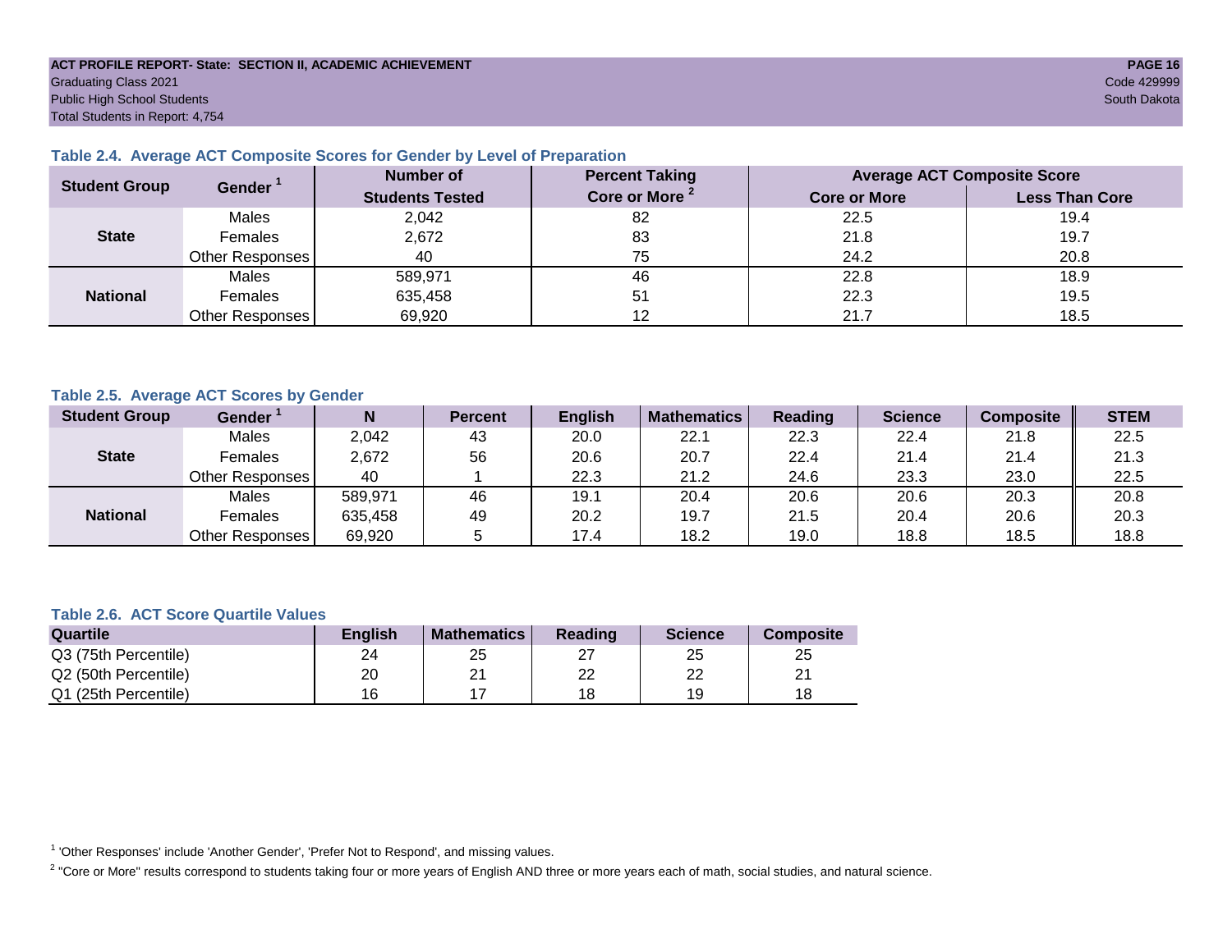ACT PROFILE REPORT- State: SECTION II, ACADEMIC ACHIEVEMENT

Graduating Class 2021
Public High School Students
Total Students in Report: 4,754

Code 429999
South Dakota

### Table 2.4. Average ACT Composite Scores for Gender by Level of Preparation

| Student Group | Gender [1] | Number of Students Tested | Percent Taking Core or More [2] | Average ACT Composite Score | |
|---|---|---|---|---|---|
| | | | | Core or More | Less Than Core |
| State | Males | 2,042 | 82 | 22.5 | 19.4 |
| | Females | 2,672 | 83 | 21.8 | 19.7 |
| | Other Responses | 40 | 75 | 24.2 | 20.8 |
| National | Males | 589,971 | 46 | 22.8 | 18.9 |
| | Females | 635,458 | 51 | 22.3 | 19.5 |
| | Other Responses | 69,920 | 12 | 21.7 | 18.5 |

### Table 2.5. Average ACT Scores by Gender

| Student Group | Gender [1] | N | Percent | English | Mathematics | Reading | Science | Composite | STEM |
|---|---|---|---|---|---|---|---|---|---|
| State | Males | 2,042 | 43 | 20.0 | 22.1 | 22.3 | 22.4 | 21.8 | 22.5 |
| | Females | 2,672 | 56 | 20.6 | 20.7 | 22.4 | 21.4 | 21.4 | 21.3 |
| | Other Responses | 40 | 1 | 22.3 | 21.2 | 24.6 | 23.3 | 23.0 | 22.5 |
| National | Males | 589,971 | 46 | 19.1 | 20.4 | 20.6 | 20.6 | 20.3 | 20.8 |
| | Females | 635,458 | 49 | 20.2 | 19.7 | 21.5 | 20.4 | 20.6 | 20.3 |
| | Other Responses | 69,920 | 5 | 17.4 | 18.2 | 19.0 | 18.8 | 18.5 | 18.8 |

### Table 2.6. ACT Score Quartile Values

| Quartile | English | Mathematics | Reading | Science | Composite |
|---|---|---|---|---|---|
| Q3 (75th Percentile) | 24 | 25 | 27 | 25 | 25 |
| Q2 (50th Percentile) | 20 | 21 | 22 | 22 | 21 |
| Q1 (25th Percentile) | 16 | 17 | 18 | 19 | 18 |

[1] 'Other Responses' include 'Another Gender', 'Prefer Not to Respond', and missing values.

[2] "Core or More" results correspond to students taking four or more years of English AND three or more years each of math, social studies, and natural science.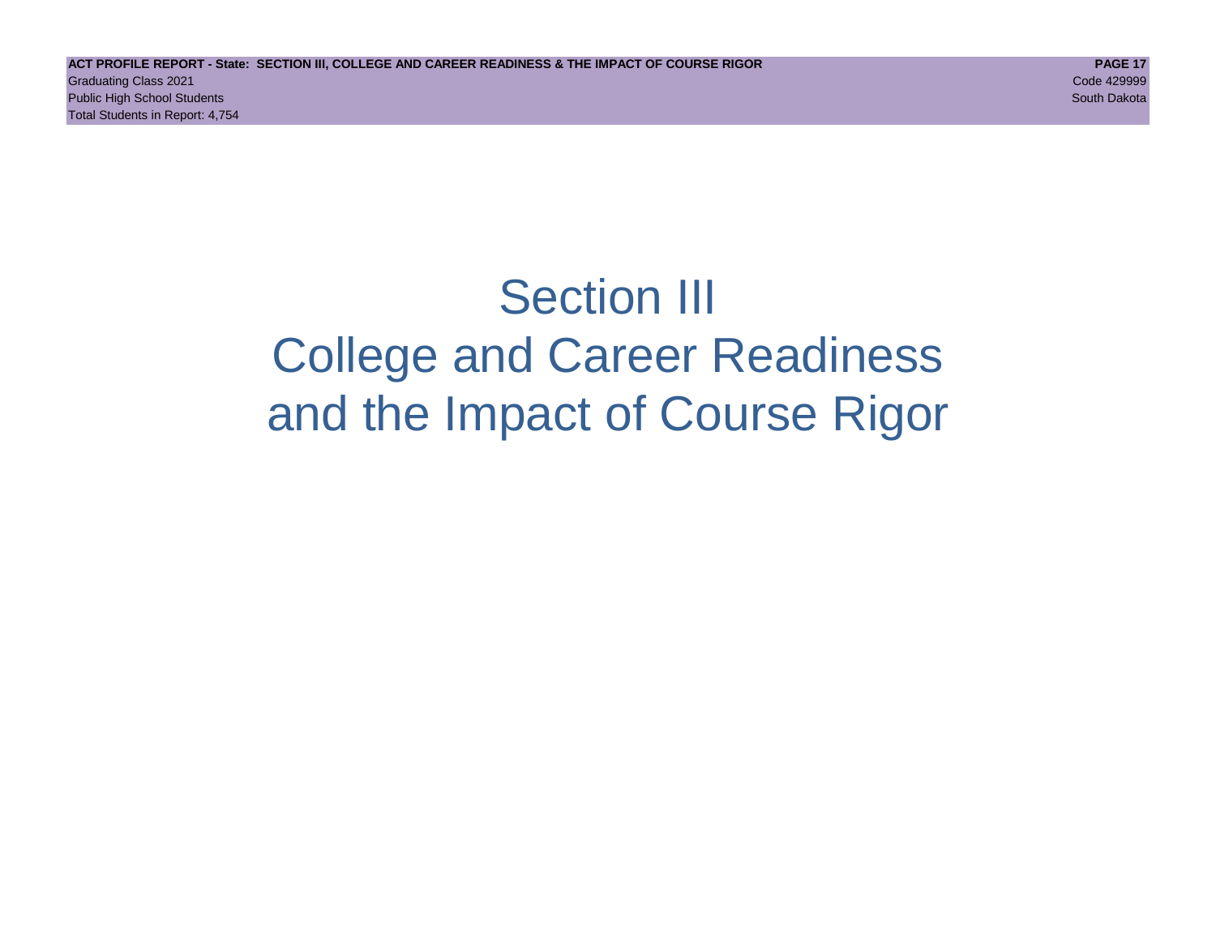# Section III
# College and Career Readiness
# and the Impact of Course Rigor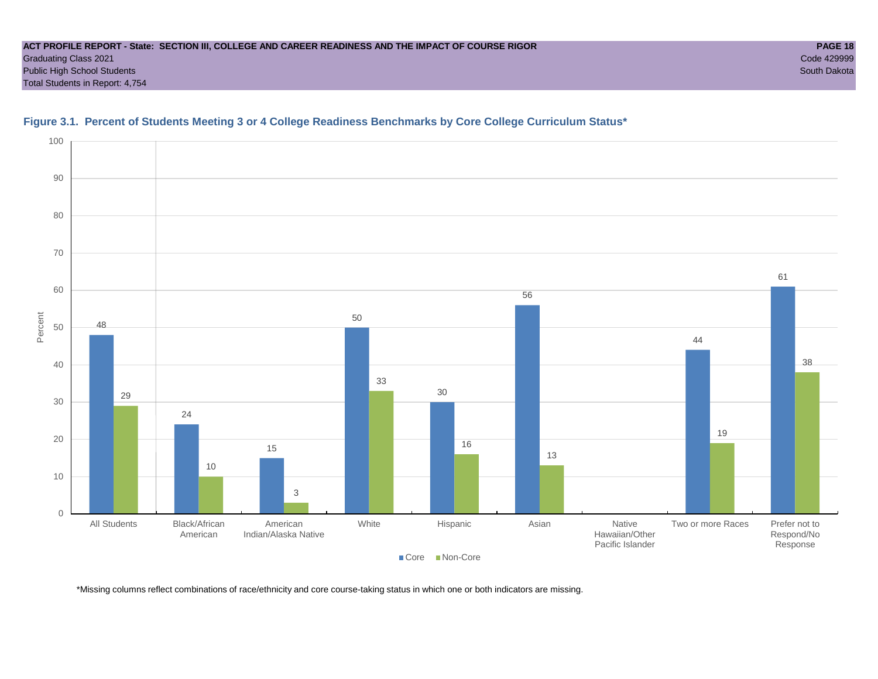ACT PROFILE REPORT - State: SECTION III, COLLEGE AND CAREER READINESS AND THE IMPACT OF COURSE RIGOR
Graduating Class 2021
Public High School Students
Total Students in Report: 4,754

Code 429999
South Dakota

## Figure 3.1. Percent of Students Meeting 3 or 4 College Readiness Benchmarks by Core College Curriculum Status*

| Group | Core | Non-Core |
|---|---|---|
| All Students | 48 | 29 |
| Black/African American | 24 | 10 |
| American Indian/Alaska Native | 15 | 3 |
| White | 50 | 33 |
| Hispanic | 30 | 16 |
| Asian | 56 | 13 |
| Native Hawaiian/Other Pacific Islander | | |
| Two or more Races | 44 | 19 |
| Prefer not to Respond/No Response | 61 | 38 |

*Missing columns reflect combinations of race/ethnicity and core course-taking status in which one or both indicators are missing.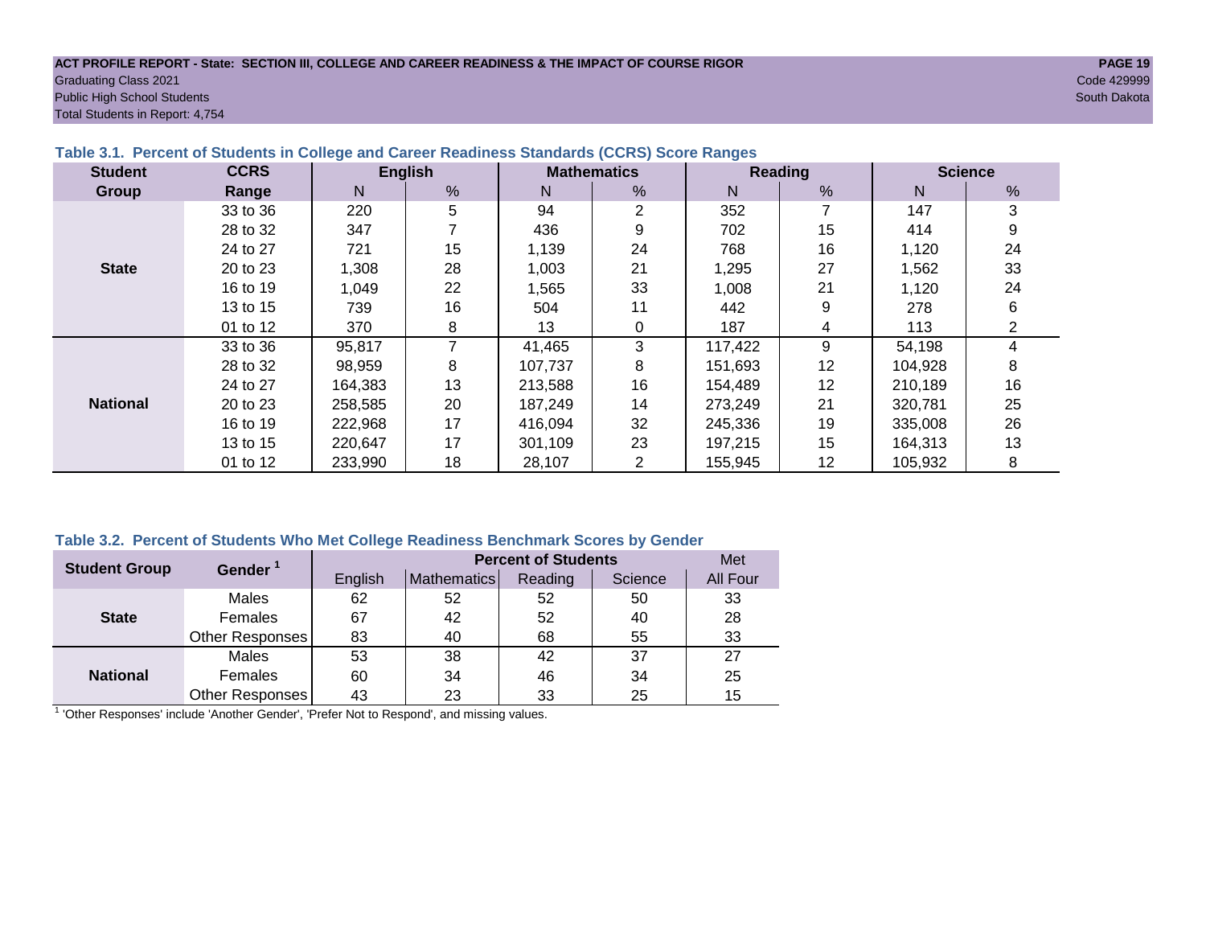**ACT PROFILE REPORT - State: SECTION III, COLLEGE AND CAREER READINESS & THE IMPACT OF COURSE RIGOR**
Graduating Class 2021
Public High School Students
Total Students in Report: 4,754

Code 429999
South Dakota

### Table 3.1. Percent of Students in College and Career Readiness Standards (CCRS) Score Ranges

| Student Group | CCRS Range | English | | Mathematics | | Reading | | Science | |
|---|---|---|---|---|---|---|---|---|---|
| | | N | % | N | % | N | % | N | % |
| State | 33 to 36 | 220 | 5 | 94 | 2 | 352 | 7 | 147 | 3 |
| | 28 to 32 | 347 | 7 | 436 | 9 | 702 | 15 | 414 | 9 |
| | 24 to 27 | 721 | 15 | 1,139 | 24 | 768 | 16 | 1,120 | 24 |
| | 20 to 23 | 1,308 | 28 | 1,003 | 21 | 1,295 | 27 | 1,562 | 33 |
| | 16 to 19 | 1,049 | 22 | 1,565 | 33 | 1,008 | 21 | 1,120 | 24 |
| | 13 to 15 | 739 | 16 | 504 | 11 | 442 | 9 | 278 | 6 |
| | 01 to 12 | 370 | 8 | 13 | 0 | 187 | 4 | 113 | 2 |
| National | 33 to 36 | 95,817 | 7 | 41,465 | 3 | 117,422 | 9 | 54,198 | 4 |
| | 28 to 32 | 98,959 | 8 | 107,737 | 8 | 151,693 | 12 | 104,928 | 8 |
| | 24 to 27 | 164,383 | 13 | 213,588 | 16 | 154,489 | 12 | 210,189 | 16 |
| | 20 to 23 | 258,585 | 20 | 187,249 | 14 | 273,249 | 21 | 320,781 | 25 |
| | 16 to 19 | 222,968 | 17 | 416,094 | 32 | 245,336 | 19 | 335,008 | 26 |
| | 13 to 15 | 220,647 | 17 | 301,109 | 23 | 197,215 | 15 | 164,313 | 13 |
| | 01 to 12 | 233,990 | 18 | 28,107 | 2 | 155,945 | 12 | 105,932 | 8 |

### Table 3.2. Percent of Students Who Met College Readiness Benchmark Scores by Gender

| Student Group | Gender [1] | Percent of Students | | | | Met |
|---|---|---|---|---|---|---|
| | | English | Mathematics | Reading | Science | All Four |
| State | Males | 62 | 52 | 52 | 50 | 33 |
| | Females | 67 | 42 | 52 | 40 | 28 |
| | Other Responses | 83 | 40 | 68 | 55 | 33 |
| National | Males | 53 | 38 | 42 | 37 | 27 |
| | Females | 60 | 34 | 46 | 34 | 25 |
| | Other Responses | 43 | 23 | 33 | 25 | 15 |

[1] 'Other Responses' include 'Another Gender', 'Prefer Not to Respond', and missing values.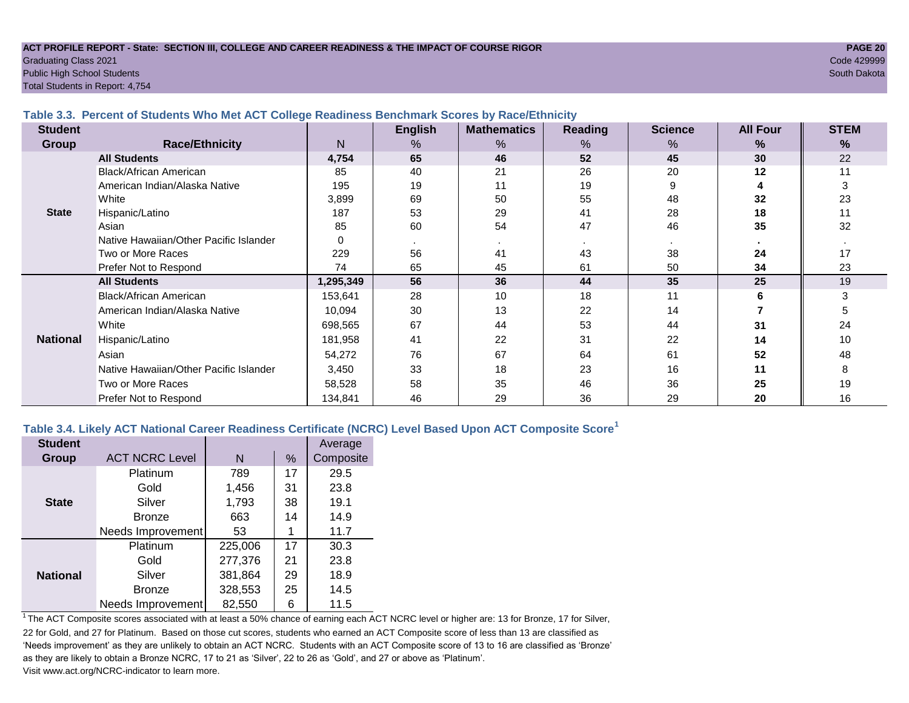Table 3.3. Percent of Students Who Met ACT College Readiness Benchmark Scores by Race/Ethnicity

| Student Group | Race/Ethnicity | N | English % | Mathematics % | Reading % | Science % | All Four % | STEM % |
|---|---|---|---|---|---|---|---|---|
| State | **All Students** | **4,754** | **65** | **46** | **52** | **45** | **30** | 22 |
| | Black/African American | 85 | 40 | 21 | 26 | 20 | **12** | 11 |
| | American Indian/Alaska Native | 195 | 19 | 11 | 19 | 9 | **4** | 3 |
| | White | 3,899 | 69 | 50 | 55 | 48 | **32** | 23 |
| | Hispanic/Latino | 187 | 53 | 29 | 41 | 28 | **18** | 11 |
| | Asian | 85 | 60 | 54 | 47 | 46 | **35** | 32 |
| | Native Hawaiian/Other Pacific Islander | 0 | . | . | . | . | **.** | . |
| | Two or More Races | 229 | 56 | 41 | 43 | 38 | **24** | 17 |
| | Prefer Not to Respond | 74 | 65 | 45 | 61 | 50 | **34** | 23 |
| National | **All Students** | **1,295,349** | **56** | **36** | **44** | **35** | **25** | 19 |
| | Black/African American | 153,641 | 28 | 10 | 18 | 11 | **6** | 3 |
| | American Indian/Alaska Native | 10,094 | 30 | 13 | 22 | 14 | **7** | 5 |
| | White | 698,565 | 67 | 44 | 53 | 44 | **31** | 24 |
| | Hispanic/Latino | 181,958 | 41 | 22 | 31 | 22 | **14** | 10 |
| | Asian | 54,272 | 76 | 67 | 64 | 61 | **52** | 48 |
| | Native Hawaiian/Other Pacific Islander | 3,450 | 33 | 18 | 23 | 16 | **11** | 8 |
| | Two or More Races | 58,528 | 58 | 35 | 46 | 36 | **25** | 19 |
| | Prefer Not to Respond | 134,841 | 46 | 29 | 36 | 29 | **20** | 16 |

Table 3.4. Likely ACT National Career Readiness Certificate (NCRC) Level Based Upon ACT Composite Score[1]

| Student Group | ACT NCRC Level | N | % | Average Composite |
|---|---|---|---|---|
| State | Platinum | 789 | 17 | 29.5 |
| | Gold | 1,456 | 31 | 23.8 |
| | Silver | 1,793 | 38 | 19.1 |
| | Bronze | 663 | 14 | 14.9 |
| | Needs Improvement | 53 | 1 | 11.7 |
| National | Platinum | 225,006 | 17 | 30.3 |
| | Gold | 277,376 | 21 | 23.8 |
| | Silver | 381,864 | 29 | 18.9 |
| | Bronze | 328,553 | 25 | 14.5 |
| | Needs Improvement | 82,550 | 6 | 11.5 |

[1] The ACT Composite scores associated with at least a 50% chance of earning each ACT NCRC level or higher are: 13 for Bronze, 17 for Silver, 22 for Gold, and 27 for Platinum. Based on those cut scores, students who earned an ACT Composite score of less than 13 are classified as 'Needs improvement' as they are unlikely to obtain an ACT NCRC. Students with an ACT Composite score of 13 to 16 are classified as 'Bronze' as they are likely to obtain a Bronze NCRC, 17 to 21 as 'Silver', 22 to 26 as 'Gold', and 27 or above as 'Platinum'. Visit www.act.org/NCRC-indicator to learn more.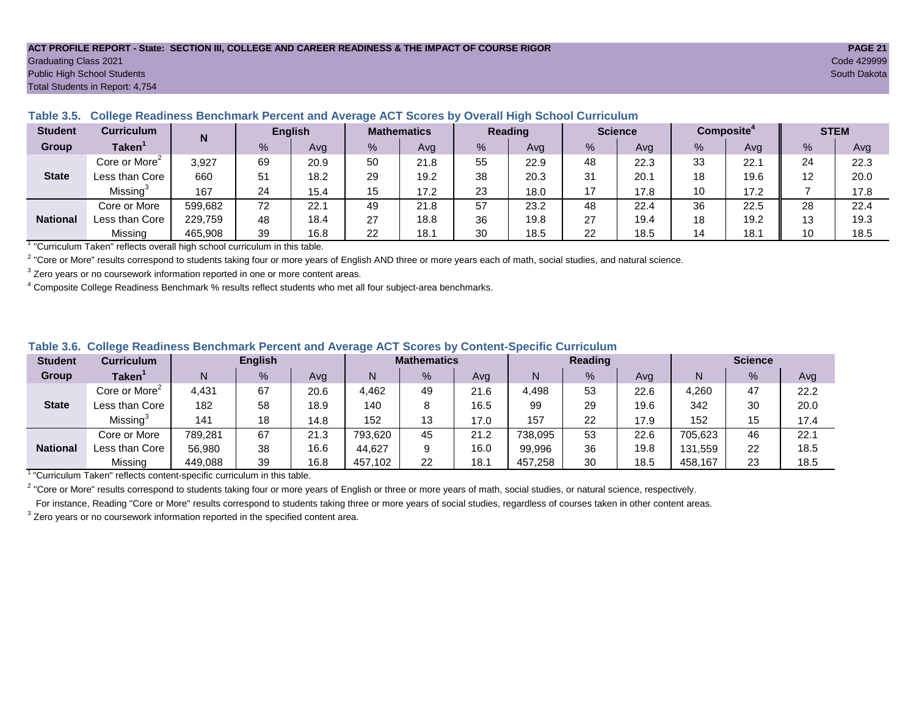ACT PROFILE REPORT - State: SECTION III, COLLEGE AND CAREER READINESS & THE IMPACT OF COURSE RIGOR

Graduating Class 2021

Public High School Students

Total Students in Report: 4,754

Code 429999

South Dakota

### Table 3.5. College Readiness Benchmark Percent and Average ACT Scores by Overall High School Curriculum

| Student Group | Curriculum Taken[1] | N | English | | Mathematics | | Reading | | Science | | Composite[4] | | STEM | |
|---|---|---|---|---|---|---|---|---|---|---|---|---|---|---|
| | | | % | Avg | % | Avg | % | Avg | % | Avg | % | Avg | % | Avg |
| State | Core or More[2] | 3,927 | 69 | 20.9 | 50 | 21.8 | 55 | 22.9 | 48 | 22.3 | 33 | 22.1 | 24 | 22.3 |
| | Less than Core | 660 | 51 | 18.2 | 29 | 19.2 | 38 | 20.3 | 31 | 20.1 | 18 | 19.6 | 12 | 20.0 |
| | Missing[3] | 167 | 24 | 15.4 | 15 | 17.2 | 23 | 18.0 | 17 | 17.8 | 10 | 17.2 | 7 | 17.8 |
| National | Core or More | 599,682 | 72 | 22.1 | 49 | 21.8 | 57 | 23.2 | 48 | 22.4 | 36 | 22.5 | 28 | 22.4 |
| | Less than Core | 229,759 | 48 | 18.4 | 27 | 18.8 | 36 | 19.8 | 27 | 19.4 | 18 | 19.2 | 13 | 19.3 |
| | Missing | 465,908 | 39 | 16.8 | 22 | 18.1 | 30 | 18.5 | 22 | 18.5 | 14 | 18.1 | 10 | 18.5 |

[1] "Curriculum Taken" reflects overall high school curriculum in this table.

[2] "Core or More" results correspond to students taking four or more years of English AND three or more years each of math, social studies, and natural science.

[3] Zero years or no coursework information reported in one or more content areas.

[4] Composite College Readiness Benchmark % results reflect students who met all four subject-area benchmarks.

### Table 3.6. College Readiness Benchmark Percent and Average ACT Scores by Content-Specific Curriculum

| Student Group | Curriculum Taken[1] | English | | | Mathematics | | | Reading | | | Science | | |
|---|---|---|---|---|---|---|---|---|---|---|---|---|---|
| | | N | % | Avg | N | % | Avg | N | % | Avg | N | % | Avg |
| State | Core or More[2] | 4,431 | 67 | 20.6 | 4,462 | 49 | 21.6 | 4,498 | 53 | 22.6 | 4,260 | 47 | 22.2 |
| | Less than Core | 182 | 58 | 18.9 | 140 | 8 | 16.5 | 99 | 29 | 19.6 | 342 | 30 | 20.0 |
| | Missing[3] | 141 | 18 | 14.8 | 152 | 13 | 17.0 | 157 | 22 | 17.9 | 152 | 15 | 17.4 |
| National | Core or More | 789,281 | 67 | 21.3 | 793,620 | 45 | 21.2 | 738,095 | 53 | 22.6 | 705,623 | 46 | 22.1 |
| | Less than Core | 56,980 | 38 | 16.6 | 44,627 | 9 | 16.0 | 99,996 | 36 | 19.8 | 131,559 | 22 | 18.5 |
| | Missing | 449,088 | 39 | 16.8 | 457,102 | 22 | 18.1 | 457,258 | 30 | 18.5 | 458,167 | 23 | 18.5 |

[1] "Curriculum Taken" reflects content-specific curriculum in this table.

[2] "Core or More" results correspond to students taking four or more years of English or three or more years of math, social studies, or natural science, respectively.
For instance, Reading "Core or More" results correspond to students taking three or more years of social studies, regardless of courses taken in other content areas.

[3] Zero years or no coursework information reported in the specified content area.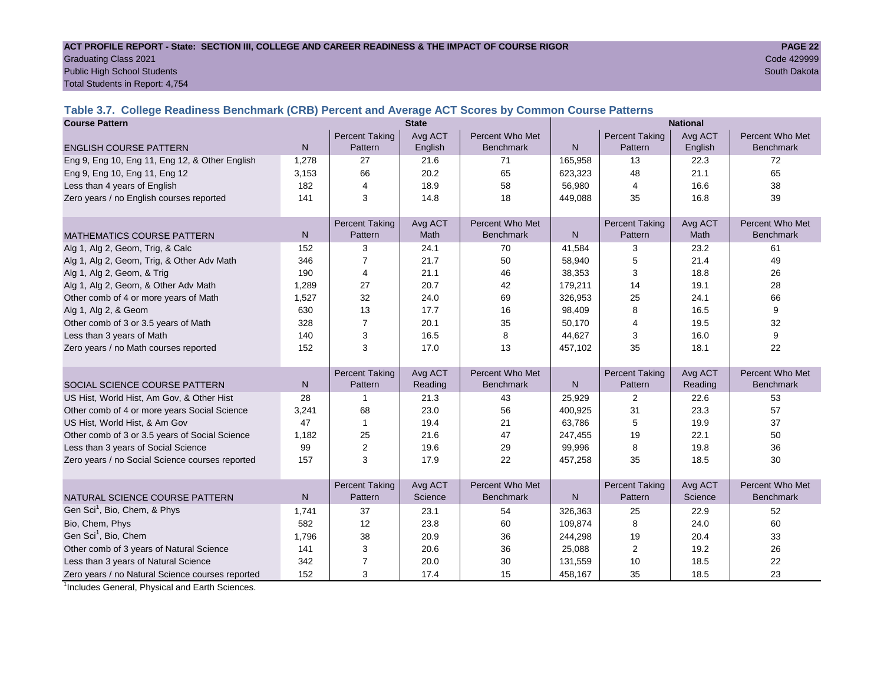**ACT PROFILE REPORT - State: SECTION III, COLLEGE AND CAREER READINESS & THE IMPACT OF COURSE RIGOR**

Graduating Class 2021
Public High School Students
Total Students in Report: 4,754

Code 429999
South Dakota

### Table 3.7. College Readiness Benchmark (CRB) Percent and Average ACT Scores by Common Course Patterns

| Course Pattern | State | | | | National | | | |
|---|---|---|---|---|---|---|---|---|
| ENGLISH COURSE PATTERN | N | Percent Taking Pattern | Avg ACT English | Percent Who Met Benchmark | N | Percent Taking Pattern | Avg ACT English | Percent Who Met Benchmark |
| Eng 9, Eng 10, Eng 11, Eng 12, & Other English | 1,278 | 27 | 21.6 | 71 | 165,958 | 13 | 22.3 | 72 |
| Eng 9, Eng 10, Eng 11, Eng 12 | 3,153 | 66 | 20.2 | 65 | 623,323 | 48 | 21.1 | 65 |
| Less than 4 years of English | 182 | 4 | 18.9 | 58 | 56,980 | 4 | 16.6 | 38 |
| Zero years / no English courses reported | 141 | 3 | 14.8 | 18 | 449,088 | 35 | 16.8 | 39 |
| MATHEMATICS COURSE PATTERN | N | Percent Taking Pattern | Avg ACT Math | Percent Who Met Benchmark | N | Percent Taking Pattern | Avg ACT Math | Percent Who Met Benchmark |
| Alg 1, Alg 2, Geom, Trig, & Calc | 152 | 3 | 24.1 | 70 | 41,584 | 3 | 23.2 | 61 |
| Alg 1, Alg 2, Geom, Trig, & Other Adv Math | 346 | 7 | 21.7 | 50 | 58,940 | 5 | 21.4 | 49 |
| Alg 1, Alg 2, Geom, & Trig | 190 | 4 | 21.1 | 46 | 38,353 | 3 | 18.8 | 26 |
| Alg 1, Alg 2, Geom, & Other Adv Math | 1,289 | 27 | 20.7 | 42 | 179,211 | 14 | 19.1 | 28 |
| Other comb of 4 or more years of Math | 1,527 | 32 | 24.0 | 69 | 326,953 | 25 | 24.1 | 66 |
| Alg 1, Alg 2, & Geom | 630 | 13 | 17.7 | 16 | 98,409 | 8 | 16.5 | 9 |
| Other comb of 3 or 3.5 years of Math | 328 | 7 | 20.1 | 35 | 50,170 | 4 | 19.5 | 32 |
| Less than 3 years of Math | 140 | 3 | 16.5 | 8 | 44,627 | 3 | 16.0 | 9 |
| Zero years / no Math courses reported | 152 | 3 | 17.0 | 13 | 457,102 | 35 | 18.1 | 22 |
| SOCIAL SCIENCE COURSE PATTERN | N | Percent Taking Pattern | Avg ACT Reading | Percent Who Met Benchmark | N | Percent Taking Pattern | Avg ACT Reading | Percent Who Met Benchmark |
| US Hist, World Hist, Am Gov, & Other Hist | 28 | 1 | 21.3 | 43 | 25,929 | 2 | 22.6 | 53 |
| Other comb of 4 or more years Social Science | 3,241 | 68 | 23.0 | 56 | 400,925 | 31 | 23.3 | 57 |
| US Hist, World Hist, & Am Gov | 47 | 1 | 19.4 | 21 | 63,786 | 5 | 19.9 | 37 |
| Other comb of 3 or 3.5 years of Social Science | 1,182 | 25 | 21.6 | 47 | 247,455 | 19 | 22.1 | 50 |
| Less than 3 years of Social Science | 99 | 2 | 19.6 | 29 | 99,996 | 8 | 19.8 | 36 |
| Zero years / no Social Science courses reported | 157 | 3 | 17.9 | 22 | 457,258 | 35 | 18.5 | 30 |
| NATURAL SCIENCE COURSE PATTERN | N | Percent Taking Pattern | Avg ACT Science | Percent Who Met Benchmark | N | Percent Taking Pattern | Avg ACT Science | Percent Who Met Benchmark |
| Gen Sci[1], Bio, Chem, & Phys | 1,741 | 37 | 23.1 | 54 | 326,363 | 25 | 22.9 | 52 |
| Bio, Chem, Phys | 582 | 12 | 23.8 | 60 | 109,874 | 8 | 24.0 | 60 |
| Gen Sci[1], Bio, Chem | 1,796 | 38 | 20.9 | 36 | 244,298 | 19 | 20.4 | 33 |
| Other comb of 3 years of Natural Science | 141 | 3 | 20.6 | 36 | 25,088 | 2 | 19.2 | 26 |
| Less than 3 years of Natural Science | 342 | 7 | 20.0 | 30 | 131,559 | 10 | 18.5 | 22 |
| Zero years / no Natural Science courses reported | 152 | 3 | 17.4 | 15 | 458,167 | 35 | 18.5 | 23 |

[1]Includes General, Physical and Earth Sciences.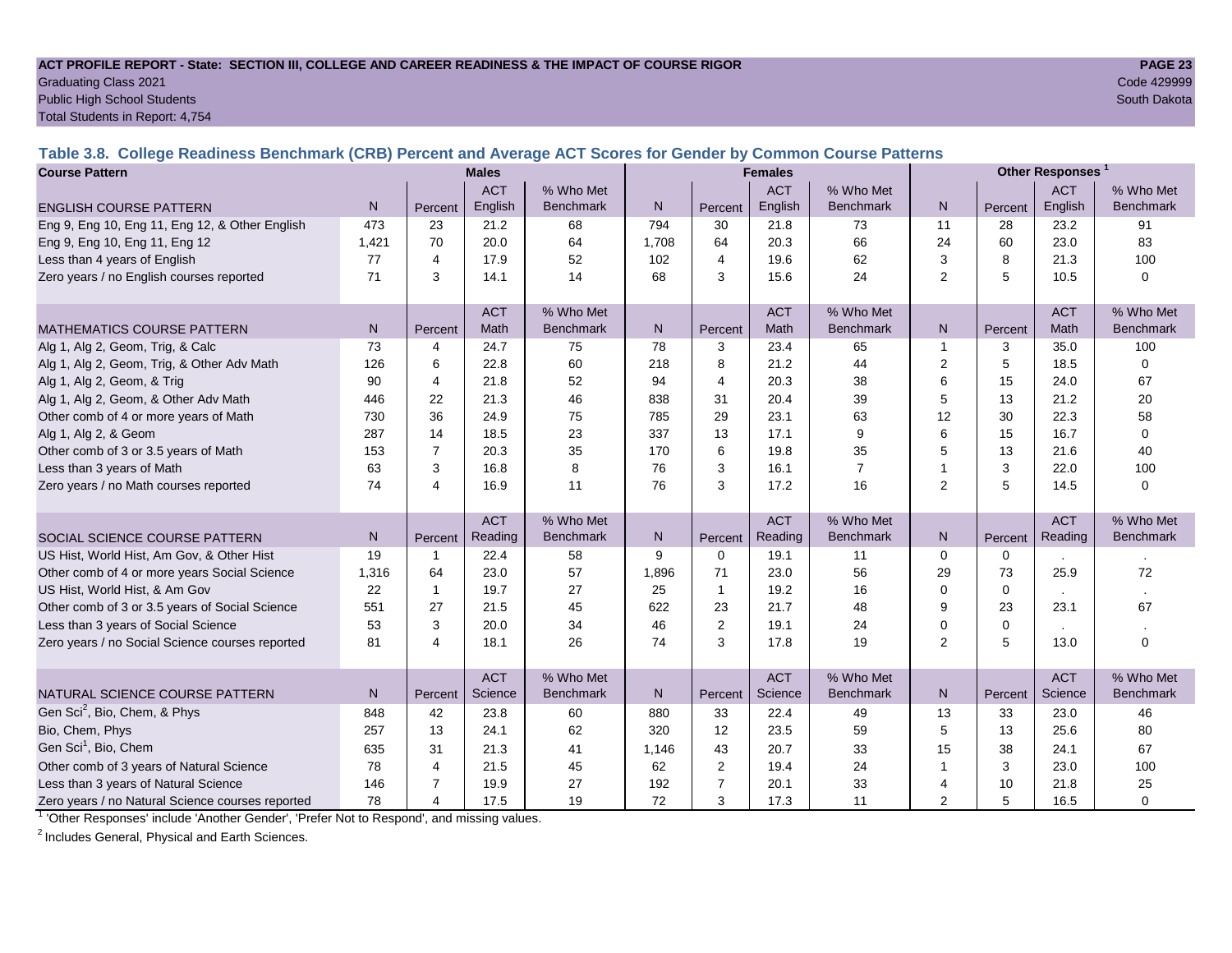ACT PROFILE REPORT - State: SECTION III, COLLEGE AND CAREER READINESS & THE IMPACT OF COURSE RIGOR

Graduating Class 2021
Public High School Students
Total Students in Report: 4,754

Code 429999
South Dakota

### Table 3.8. College Readiness Benchmark (CRB) Percent and Average ACT Scores for Gender by Common Course Patterns

| Course Pattern | Males | | | | Females | | | | Other Responses [1] | | | |
|---|---|---|---|---|---|---|---|---|---|---|---|---|
| ENGLISH COURSE PATTERN | N | Percent | ACT English | % Who Met Benchmark | N | Percent | ACT English | % Who Met Benchmark | N | Percent | ACT English | % Who Met Benchmark |
| Eng 9, Eng 10, Eng 11, Eng 12, & Other English | 473 | 23 | 21.2 | 68 | 794 | 30 | 21.8 | 73 | 11 | 28 | 23.2 | 91 |
| Eng 9, Eng 10, Eng 11, Eng 12 | 1,421 | 70 | 20.0 | 64 | 1,708 | 64 | 20.3 | 66 | 24 | 60 | 23.0 | 83 |
| Less than 4 years of English | 77 | 4 | 17.9 | 52 | 102 | 4 | 19.6 | 62 | 3 | 8 | 21.3 | 100 |
| Zero years / no English courses reported | 71 | 3 | 14.1 | 14 | 68 | 3 | 15.6 | 24 | 2 | 5 | 10.5 | 0 |
| MATHEMATICS COURSE PATTERN | N | Percent | ACT Math | % Who Met Benchmark | N | Percent | ACT Math | % Who Met Benchmark | N | Percent | ACT Math | % Who Met Benchmark |
| Alg 1, Alg 2, Geom, Trig, & Calc | 73 | 4 | 24.7 | 75 | 78 | 3 | 23.4 | 65 | 1 | 3 | 35.0 | 100 |
| Alg 1, Alg 2, Geom, Trig, & Other Adv Math | 126 | 6 | 22.8 | 60 | 218 | 8 | 21.2 | 44 | 2 | 5 | 18.5 | 0 |
| Alg 1, Alg 2, Geom, & Trig | 90 | 4 | 21.8 | 52 | 94 | 4 | 20.3 | 38 | 6 | 15 | 24.0 | 67 |
| Alg 1, Alg 2, Geom, & Other Adv Math | 446 | 22 | 21.3 | 46 | 838 | 31 | 20.4 | 39 | 5 | 13 | 21.2 | 20 |
| Other comb of 4 or more years of Math | 730 | 36 | 24.9 | 75 | 785 | 29 | 23.1 | 63 | 12 | 30 | 22.3 | 58 |
| Alg 1, Alg 2, & Geom | 287 | 14 | 18.5 | 23 | 337 | 13 | 17.1 | 9 | 6 | 15 | 16.7 | 0 |
| Other comb of 3 or 3.5 years of Math | 153 | 7 | 20.3 | 35 | 170 | 6 | 19.8 | 35 | 5 | 13 | 21.6 | 40 |
| Less than 3 years of Math | 63 | 3 | 16.8 | 8 | 76 | 3 | 16.1 | 7 | 1 | 3 | 22.0 | 100 |
| Zero years / no Math courses reported | 74 | 4 | 16.9 | 11 | 76 | 3 | 17.2 | 16 | 2 | 5 | 14.5 | 0 |
| SOCIAL SCIENCE COURSE PATTERN | N | Percent | ACT Reading | % Who Met Benchmark | N | Percent | ACT Reading | % Who Met Benchmark | N | Percent | ACT Reading | % Who Met Benchmark |
| US Hist, World Hist, Am Gov, & Other Hist | 19 | 1 | 22.4 | 58 | 9 | 0 | 19.1 | 11 | 0 | 0 | . | . |
| Other comb of 4 or more years Social Science | 1,316 | 64 | 23.0 | 57 | 1,896 | 71 | 23.0 | 56 | 29 | 73 | 25.9 | 72 |
| US Hist, World Hist, & Am Gov | 22 | 1 | 19.7 | 27 | 25 | 1 | 19.2 | 16 | 0 | 0 | . | . |
| Other comb of 3 or 3.5 years of Social Science | 551 | 27 | 21.5 | 45 | 622 | 23 | 21.7 | 48 | 9 | 23 | 23.1 | 67 |
| Less than 3 years of Social Science | 53 | 3 | 20.0 | 34 | 46 | 2 | 19.1 | 24 | 0 | 0 | . | . |
| Zero years / no Social Science courses reported | 81 | 4 | 18.1 | 26 | 74 | 3 | 17.8 | 19 | 2 | 5 | 13.0 | 0 |
| NATURAL SCIENCE COURSE PATTERN | N | Percent | ACT Science | % Who Met Benchmark | N | Percent | ACT Science | % Who Met Benchmark | N | Percent | ACT Science | % Who Met Benchmark |
| Gen Sci[2], Bio, Chem, & Phys | 848 | 42 | 23.8 | 60 | 880 | 33 | 22.4 | 49 | 13 | 33 | 23.0 | 46 |
| Bio, Chem, Phys | 257 | 13 | 24.1 | 62 | 320 | 12 | 23.5 | 59 | 5 | 13 | 25.6 | 80 |
| Gen Sci[1], Bio, Chem | 635 | 31 | 21.3 | 41 | 1,146 | 43 | 20.7 | 33 | 15 | 38 | 24.1 | 67 |
| Other comb of 3 years of Natural Science | 78 | 4 | 21.5 | 45 | 62 | 2 | 19.4 | 24 | 1 | 3 | 23.0 | 100 |
| Less than 3 years of Natural Science | 146 | 7 | 19.9 | 27 | 192 | 7 | 20.1 | 33 | 4 | 10 | 21.8 | 25 |
| Zero years / no Natural Science courses reported | 78 | 4 | 17.5 | 19 | 72 | 3 | 17.3 | 11 | 2 | 5 | 16.5 | 0 |

[1] 'Other Responses' include 'Another Gender', 'Prefer Not to Respond', and missing values.

[2] Includes General, Physical and Earth Sciences.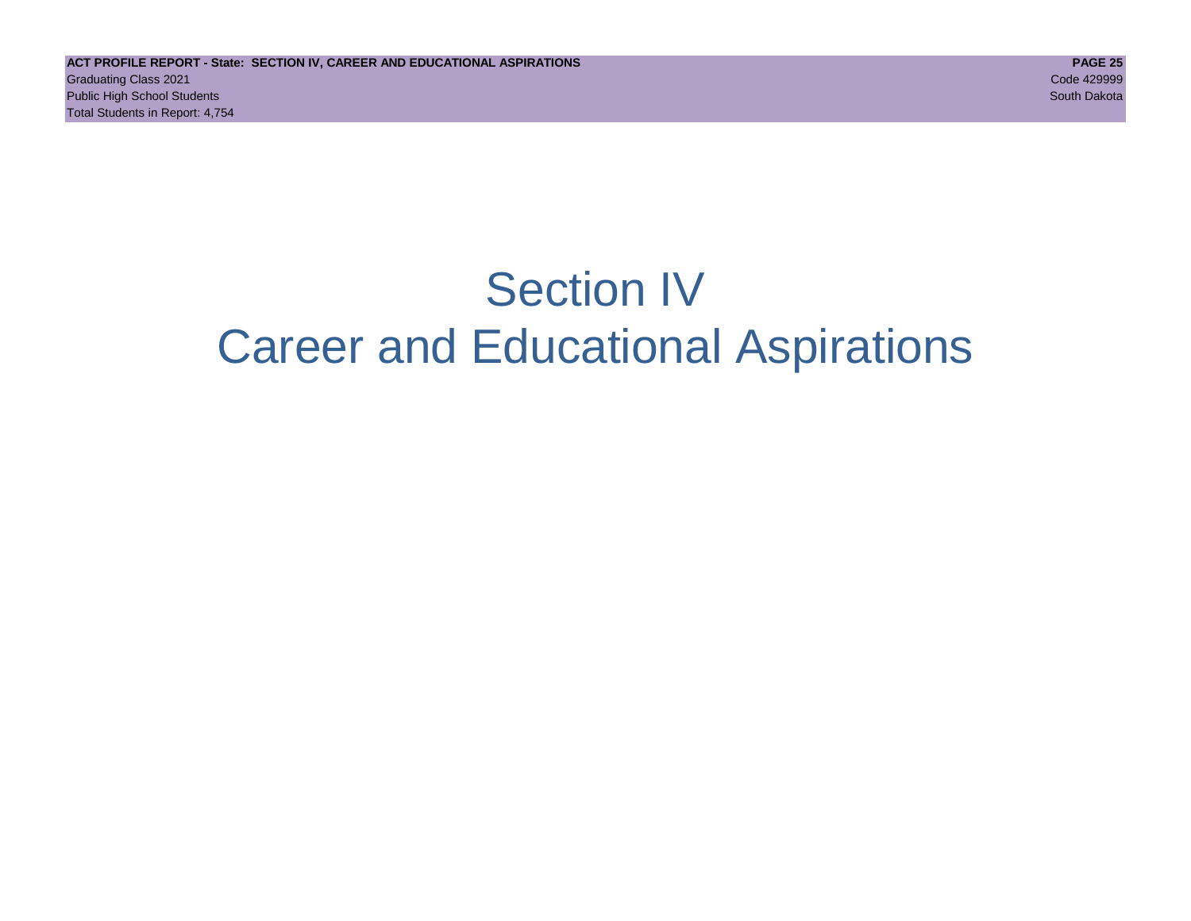# Section IV
# Career and Educational Aspirations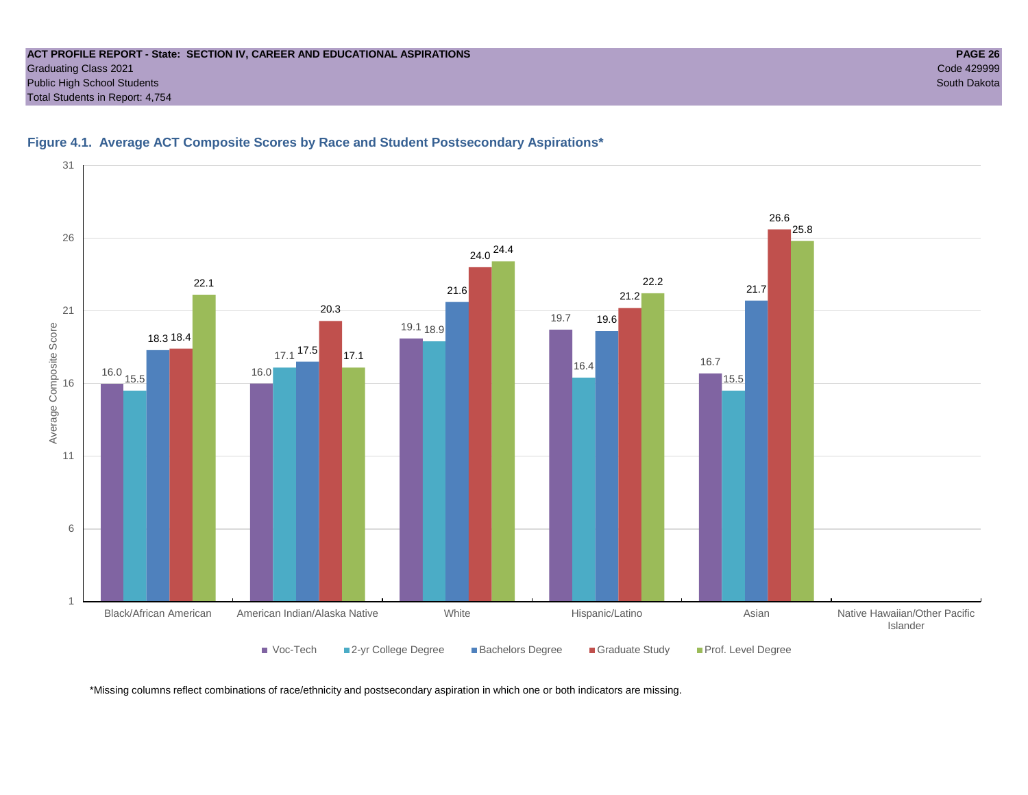ACT PROFILE REPORT - State: SECTION IV, CAREER AND EDUCATIONAL ASPIRATIONS
Graduating Class 2021
Public High School Students
Total Students in Report: 4,754

Code 429999
South Dakota

## Figure 4.1. Average ACT Composite Scores by Race and Student Postsecondary Aspirations*

| Race/Ethnicity | Voc-Tech | 2-yr College Degree | Bachelors Degree | Graduate Study | Prof. Level Degree |
|---|---|---|---|---|---|
| Black/African American | 16.0 | 15.5 | 18.3 | 18.4 | 22.1 |
| American Indian/Alaska Native | 16.0 | 17.1 | 17.5 | 20.3 | 17.1 |
| White | 19.1 | 18.9 | 21.6 | 24.0 | 24.4 |
| Hispanic/Latino | 19.7 | 16.4 | 19.6 | 21.2 | 22.2 |
| Asian | 16.7 | 15.5 | 21.7 | 26.6 | 25.8 |
| Native Hawaiian/Other Pacific Islander | | | | | |

*Missing columns reflect combinations of race/ethnicity and postsecondary aspiration in which one or both indicators are missing.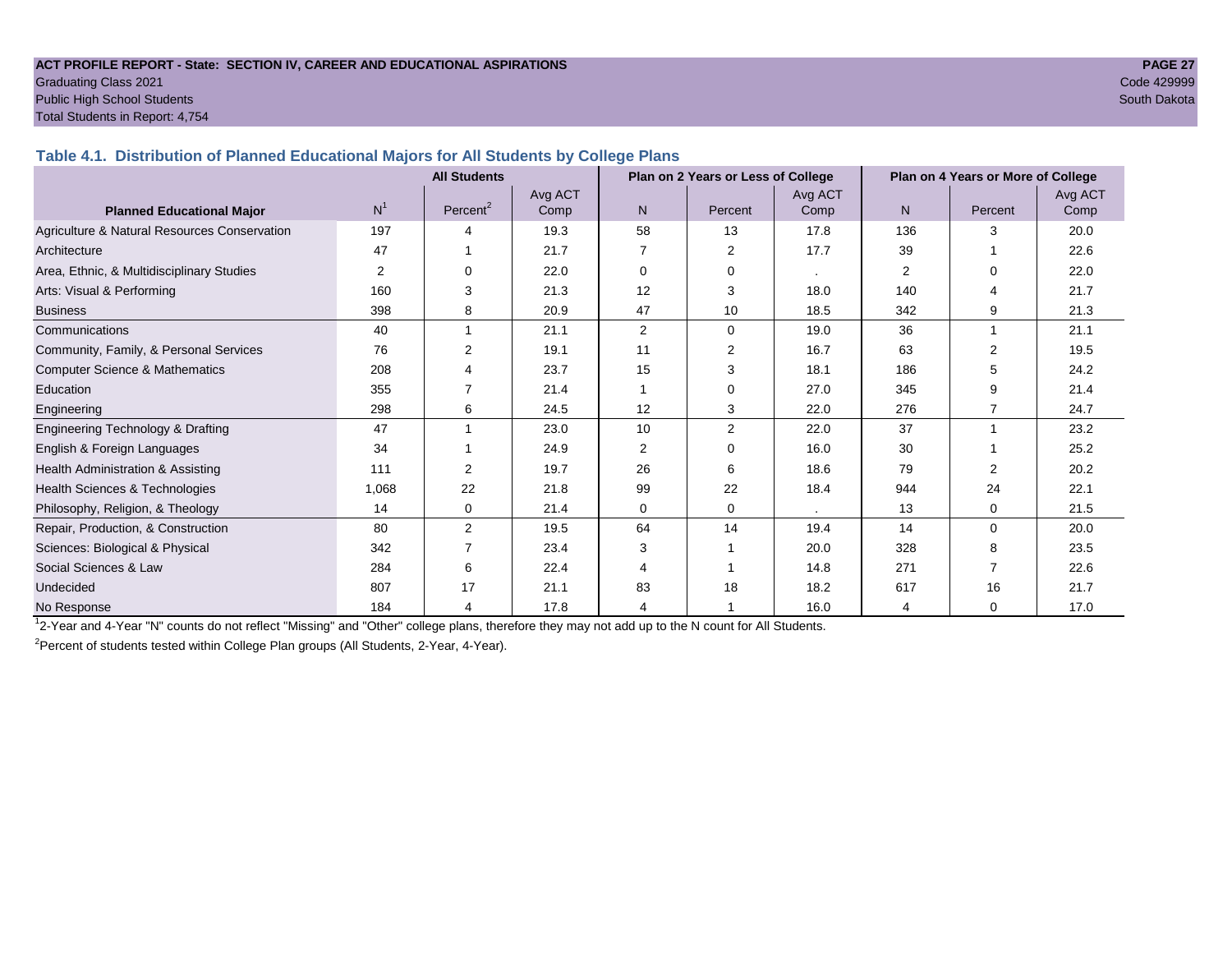ACT PROFILE REPORT - State: SECTION IV, CAREER AND EDUCATIONAL ASPIRATIONS
Graduating Class 2021
Public High School Students
Total Students in Report: 4,754

Code 429999
South Dakota

## Table 4.1. Distribution of Planned Educational Majors for All Students by College Plans

| Planned Educational Major | All Students | | | Plan on 2 Years or Less of College | | | Plan on 4 Years or More of College | | |
|---|---|---|---|---|---|---|---|---|---|
| | N[1] | Percent[2] | Avg ACT Comp | N | Percent | Avg ACT Comp | N | Percent | Avg ACT Comp |
| Agriculture & Natural Resources Conservation | 197 | 4 | 19.3 | 58 | 13 | 17.8 | 136 | 3 | 20.0 |
| Architecture | 47 | 1 | 21.7 | 7 | 2 | 17.7 | 39 | 1 | 22.6 |
| Area, Ethnic, & Multidisciplinary Studies | 2 | 0 | 22.0 | 0 | 0 | . | 2 | 0 | 22.0 |
| Arts: Visual & Performing | 160 | 3 | 21.3 | 12 | 3 | 18.0 | 140 | 4 | 21.7 |
| Business | 398 | 8 | 20.9 | 47 | 10 | 18.5 | 342 | 9 | 21.3 |
| Communications | 40 | 1 | 21.1 | 2 | 0 | 19.0 | 36 | 1 | 21.1 |
| Community, Family, & Personal Services | 76 | 2 | 19.1 | 11 | 2 | 16.7 | 63 | 2 | 19.5 |
| Computer Science & Mathematics | 208 | 4 | 23.7 | 15 | 3 | 18.1 | 186 | 5 | 24.2 |
| Education | 355 | 7 | 21.4 | 1 | 0 | 27.0 | 345 | 9 | 21.4 |
| Engineering | 298 | 6 | 24.5 | 12 | 3 | 22.0 | 276 | 7 | 24.7 |
| Engineering Technology & Drafting | 47 | 1 | 23.0 | 10 | 2 | 22.0 | 37 | 1 | 23.2 |
| English & Foreign Languages | 34 | 1 | 24.9 | 2 | 0 | 16.0 | 30 | 1 | 25.2 |
| Health Administration & Assisting | 111 | 2 | 19.7 | 26 | 6 | 18.6 | 79 | 2 | 20.2 |
| Health Sciences & Technologies | 1,068 | 22 | 21.8 | 99 | 22 | 18.4 | 944 | 24 | 22.1 |
| Philosophy, Religion, & Theology | 14 | 0 | 21.4 | 0 | 0 | . | 13 | 0 | 21.5 |
| Repair, Production, & Construction | 80 | 2 | 19.5 | 64 | 14 | 19.4 | 14 | 0 | 20.0 |
| Sciences: Biological & Physical | 342 | 7 | 23.4 | 3 | 1 | 20.0 | 328 | 8 | 23.5 |
| Social Sciences & Law | 284 | 6 | 22.4 | 4 | 1 | 14.8 | 271 | 7 | 22.6 |
| Undecided | 807 | 17 | 21.1 | 83 | 18 | 18.2 | 617 | 16 | 21.7 |
| No Response | 184 | 4 | 17.8 | 4 | 1 | 16.0 | 4 | 0 | 17.0 |

[1]2-Year and 4-Year "N" counts do not reflect "Missing" and "Other" college plans, therefore they may not add up to the N count for All Students.

[2]Percent of students tested within College Plan groups (All Students, 2-Year, 4-Year).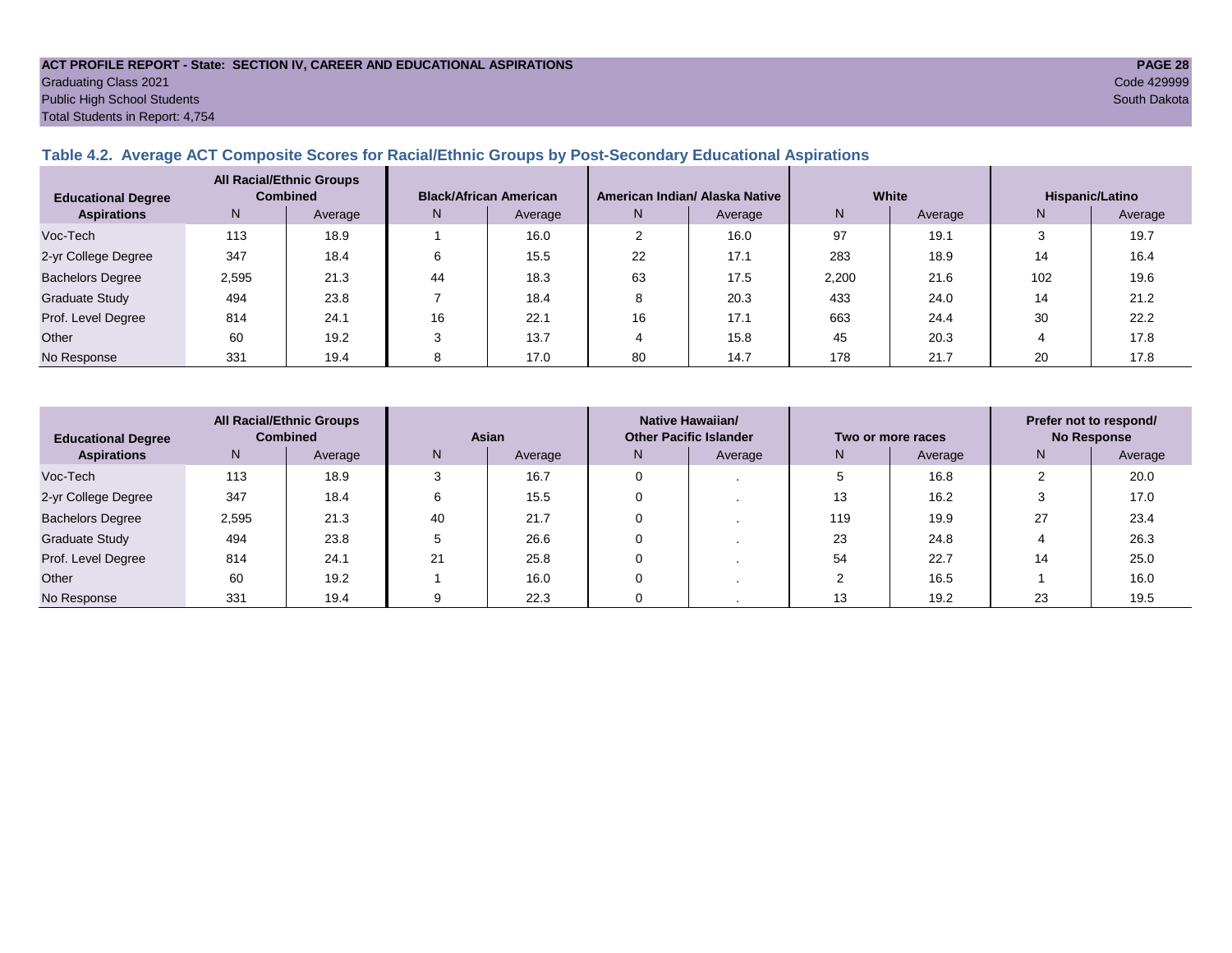**ACT PROFILE REPORT - State: SECTION IV, CAREER AND EDUCATIONAL ASPIRATIONS**
Graduating Class 2021
Public High School Students
Total Students in Report: 4,754

Code 429999
South Dakota

### Table 4.2. Average ACT Composite Scores for Racial/Ethnic Groups by Post-Secondary Educational Aspirations

| Educational Degree Aspirations | All Racial/Ethnic Groups Combined | | Black/African American | | American Indian/ Alaska Native | | White | | Hispanic/Latino | |
|---|---|---|---|---|---|---|---|---|---|---|
| | N | Average | N | Average | N | Average | N | Average | N | Average |
| Voc-Tech | 113 | 18.9 | 1 | 16.0 | 2 | 16.0 | 97 | 19.1 | 3 | 19.7 |
| 2-yr College Degree | 347 | 18.4 | 6 | 15.5 | 22 | 17.1 | 283 | 18.9 | 14 | 16.4 |
| Bachelors Degree | 2,595 | 21.3 | 44 | 18.3 | 63 | 17.5 | 2,200 | 21.6 | 102 | 19.6 |
| Graduate Study | 494 | 23.8 | 7 | 18.4 | 8 | 20.3 | 433 | 24.0 | 14 | 21.2 |
| Prof. Level Degree | 814 | 24.1 | 16 | 22.1 | 16 | 17.1 | 663 | 24.4 | 30 | 22.2 |
| Other | 60 | 19.2 | 3 | 13.7 | 4 | 15.8 | 45 | 20.3 | 4 | 17.8 |
| No Response | 331 | 19.4 | 8 | 17.0 | 80 | 14.7 | 178 | 21.7 | 20 | 17.8 |

| Educational Degree Aspirations | All Racial/Ethnic Groups Combined | | Asian | | Native Hawaiian/ Other Pacific Islander | | Two or more races | | Prefer not to respond/ No Response | |
|---|---|---|---|---|---|---|---|---|---|---|
| | N | Average | N | Average | N | Average | N | Average | N | Average |
| Voc-Tech | 113 | 18.9 | 3 | 16.7 | 0 | . | 5 | 16.8 | 2 | 20.0 |
| 2-yr College Degree | 347 | 18.4 | 6 | 15.5 | 0 | . | 13 | 16.2 | 3 | 17.0 |
| Bachelors Degree | 2,595 | 21.3 | 40 | 21.7 | 0 | . | 119 | 19.9 | 27 | 23.4 |
| Graduate Study | 494 | 23.8 | 5 | 26.6 | 0 | . | 23 | 24.8 | 4 | 26.3 |
| Prof. Level Degree | 814 | 24.1 | 21 | 25.8 | 0 | . | 54 | 22.7 | 14 | 25.0 |
| Other | 60 | 19.2 | 1 | 16.0 | 0 | . | 2 | 16.5 | 1 | 16.0 |
| No Response | 331 | 19.4 | 9 | 22.3 | 0 | . | 13 | 19.2 | 23 | 19.5 |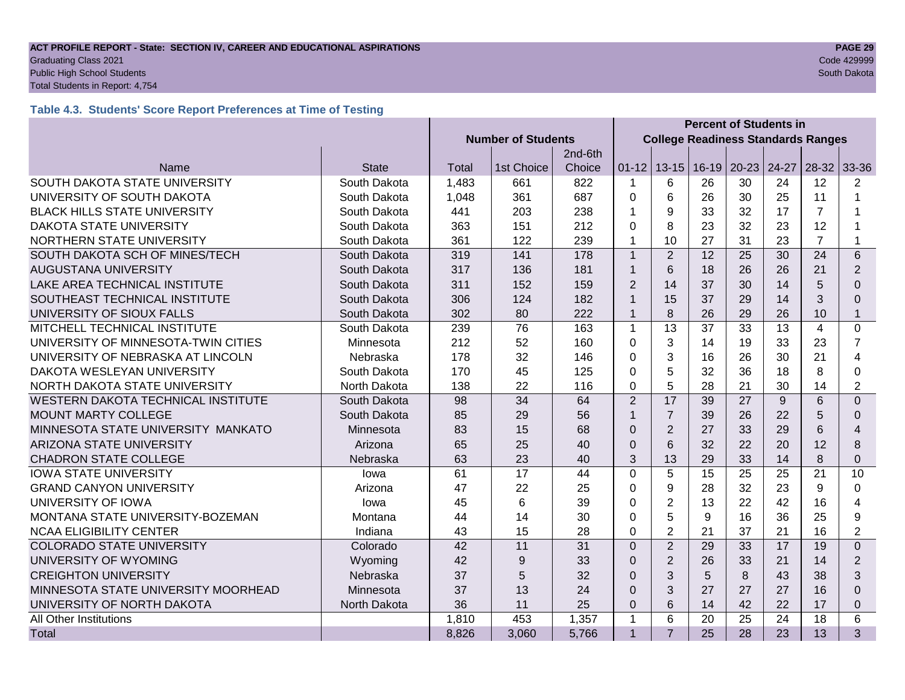ACT PROFILE REPORT - State: SECTION IV, CAREER AND EDUCATIONAL ASPIRATIONS
Graduating Class 2021
Public High School Students
Total Students in Report: 4,754

Code 429999
South Dakota

### Table 4.3. Students' Score Report Preferences at Time of Testing

| | | Number of Students | | | Percent of Students in College Readiness Standards Ranges | | | | | | |
|---|---|---|---|---|---|---|---|---|---|---|---|
| Name | State | Total | 1st Choice | 2nd-6th Choice | 01-12 | 13-15 | 16-19 | 20-23 | 24-27 | 28-32 | 33-36 |
| SOUTH DAKOTA STATE UNIVERSITY | South Dakota | 1,483 | 661 | 822 | 1 | 6 | 26 | 30 | 24 | 12 | 2 |
| UNIVERSITY OF SOUTH DAKOTA | South Dakota | 1,048 | 361 | 687 | 0 | 6 | 26 | 30 | 25 | 11 | 1 |
| BLACK HILLS STATE UNIVERSITY | South Dakota | 441 | 203 | 238 | 1 | 9 | 33 | 32 | 17 | 7 | 1 |
| DAKOTA STATE UNIVERSITY | South Dakota | 363 | 151 | 212 | 0 | 8 | 23 | 32 | 23 | 12 | 1 |
| NORTHERN STATE UNIVERSITY | South Dakota | 361 | 122 | 239 | 1 | 10 | 27 | 31 | 23 | 7 | 1 |
| SOUTH DAKOTA SCH OF MINES/TECH | South Dakota | 319 | 141 | 178 | 1 | 2 | 12 | 25 | 30 | 24 | 6 |
| AUGUSTANA UNIVERSITY | South Dakota | 317 | 136 | 181 | 1 | 6 | 18 | 26 | 26 | 21 | 2 |
| LAKE AREA TECHNICAL INSTITUTE | South Dakota | 311 | 152 | 159 | 2 | 14 | 37 | 30 | 14 | 5 | 0 |
| SOUTHEAST TECHNICAL INSTITUTE | South Dakota | 306 | 124 | 182 | 1 | 15 | 37 | 29 | 14 | 3 | 0 |
| UNIVERSITY OF SIOUX FALLS | South Dakota | 302 | 80 | 222 | 1 | 8 | 26 | 29 | 26 | 10 | 1 |
| MITCHELL TECHNICAL INSTITUTE | South Dakota | 239 | 76 | 163 | 1 | 13 | 37 | 33 | 13 | 4 | 0 |
| UNIVERSITY OF MINNESOTA-TWIN CITIES | Minnesota | 212 | 52 | 160 | 0 | 3 | 14 | 19 | 33 | 23 | 7 |
| UNIVERSITY OF NEBRASKA AT LINCOLN | Nebraska | 178 | 32 | 146 | 0 | 3 | 16 | 26 | 30 | 21 | 4 |
| DAKOTA WESLEYAN UNIVERSITY | South Dakota | 170 | 45 | 125 | 0 | 5 | 32 | 36 | 18 | 8 | 0 |
| NORTH DAKOTA STATE UNIVERSITY | North Dakota | 138 | 22 | 116 | 0 | 5 | 28 | 21 | 30 | 14 | 2 |
| WESTERN DAKOTA TECHNICAL INSTITUTE | South Dakota | 98 | 34 | 64 | 2 | 17 | 39 | 27 | 9 | 6 | 0 |
| MOUNT MARTY COLLEGE | South Dakota | 85 | 29 | 56 | 1 | 7 | 39 | 26 | 22 | 5 | 0 |
| MINNESOTA STATE UNIVERSITY MANKATO | Minnesota | 83 | 15 | 68 | 0 | 2 | 27 | 33 | 29 | 6 | 4 |
| ARIZONA STATE UNIVERSITY | Arizona | 65 | 25 | 40 | 0 | 6 | 32 | 22 | 20 | 12 | 8 |
| CHADRON STATE COLLEGE | Nebraska | 63 | 23 | 40 | 3 | 13 | 29 | 33 | 14 | 8 | 0 |
| IOWA STATE UNIVERSITY | Iowa | 61 | 17 | 44 | 0 | 5 | 15 | 25 | 25 | 21 | 10 |
| GRAND CANYON UNIVERSITY | Arizona | 47 | 22 | 25 | 0 | 9 | 28 | 32 | 23 | 9 | 0 |
| UNIVERSITY OF IOWA | Iowa | 45 | 6 | 39 | 0 | 2 | 13 | 22 | 42 | 16 | 4 |
| MONTANA STATE UNIVERSITY-BOZEMAN | Montana | 44 | 14 | 30 | 0 | 5 | 9 | 16 | 36 | 25 | 9 |
| NCAA ELIGIBILITY CENTER | Indiana | 43 | 15 | 28 | 0 | 2 | 21 | 37 | 21 | 16 | 2 |
| COLORADO STATE UNIVERSITY | Colorado | 42 | 11 | 31 | 0 | 2 | 29 | 33 | 17 | 19 | 0 |
| UNIVERSITY OF WYOMING | Wyoming | 42 | 9 | 33 | 0 | 2 | 26 | 33 | 21 | 14 | 2 |
| CREIGHTON UNIVERSITY | Nebraska | 37 | 5 | 32 | 0 | 3 | 5 | 8 | 43 | 38 | 3 |
| MINNESOTA STATE UNIVERSITY MOORHEAD | Minnesota | 37 | 13 | 24 | 0 | 3 | 27 | 27 | 27 | 16 | 0 |
| UNIVERSITY OF NORTH DAKOTA | North Dakota | 36 | 11 | 25 | 0 | 6 | 14 | 42 | 22 | 17 | 0 |
| All Other Institutions | | 1,810 | 453 | 1,357 | 1 | 6 | 20 | 25 | 24 | 18 | 6 |
| Total | | 8,826 | 3,060 | 5,766 | 1 | 7 | 25 | 28 | 23 | 13 | 3 |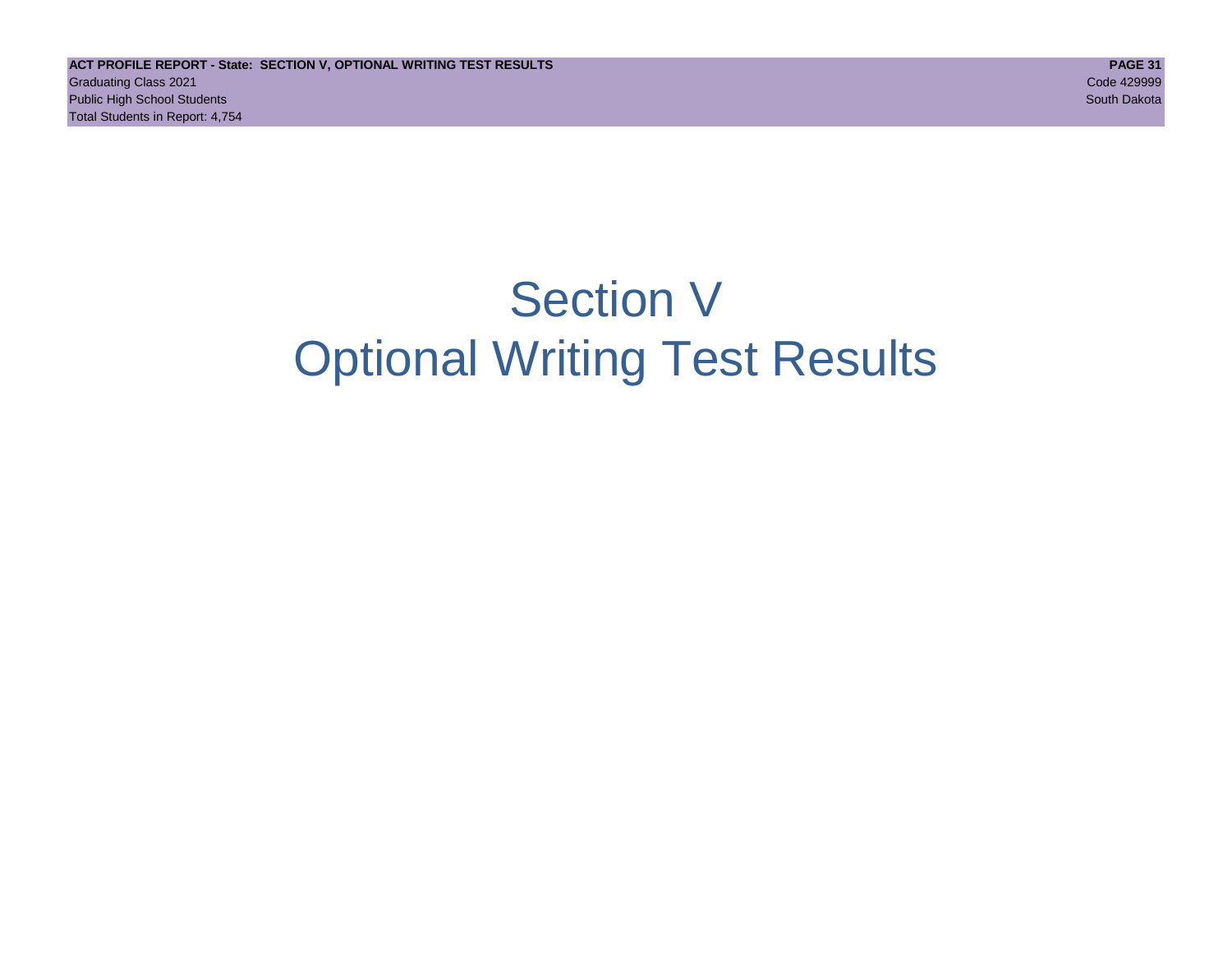# Section V
# Optional Writing Test Results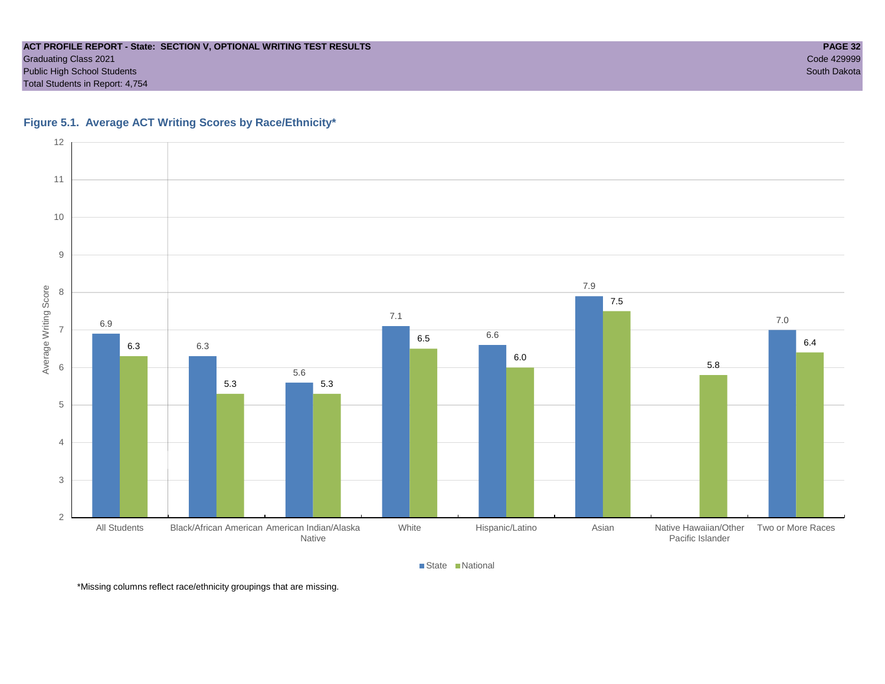**Figure 5.1. Average ACT Writing Scores by Race/Ethnicity***

| Race/Ethnicity | State | National |
| --- | --- | --- |
| All Students | 6.9 | 6.3 |
| Black/African American | 6.3 | 5.3 |
| American Indian/Alaska Native | 5.6 | 5.3 |
| White | 7.1 | 6.5 |
| Hispanic/Latino | 6.6 | 6.0 |
| Asian | 7.9 | 7.5 |
| Native Hawaiian/Other Pacific Islander | | 5.8 |
| Two or More Races | 7.0 | 6.4 |

*Missing columns reflect race/ethnicity groupings that are missing.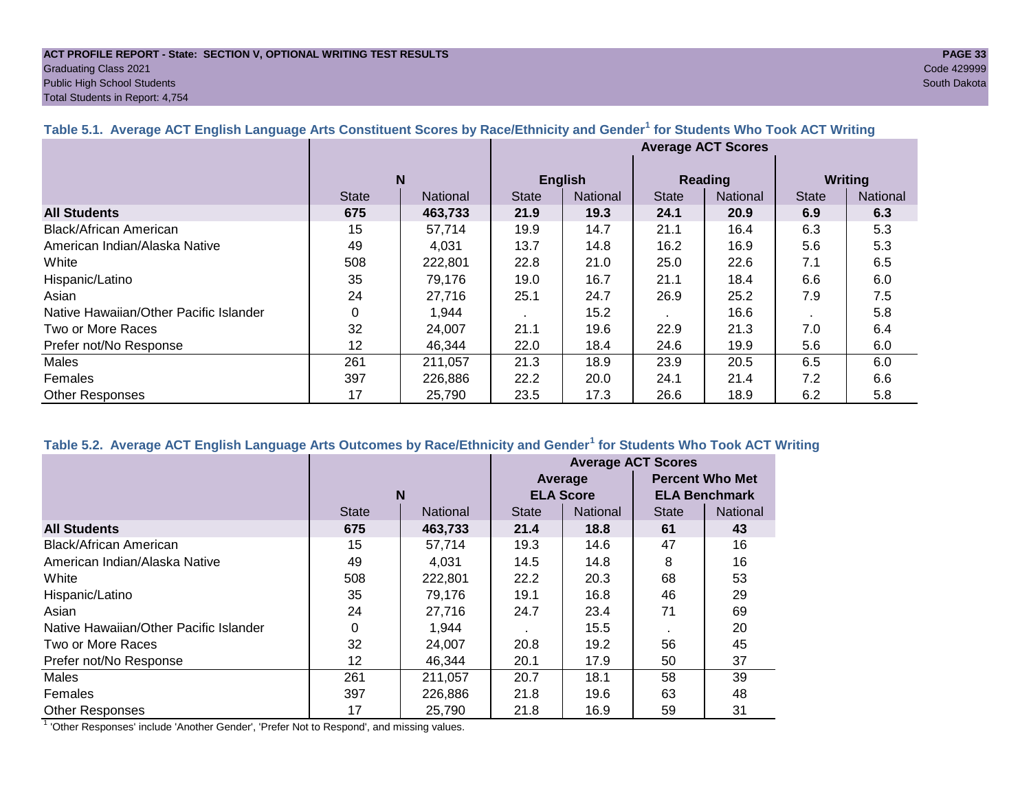**ACT PROFILE REPORT - State: SECTION V, OPTIONAL WRITING TEST RESULTS**
Graduating Class 2021
Public High School Students
Total Students in Report: 4,754

Code 429999
South Dakota

### Table 5.1. Average ACT English Language Arts Constituent Scores by Race/Ethnicity and Gender[1] for Students Who Took ACT Writing

| | N | | Average ACT Scores | | | | | |
|---|---|---|---|---|---|---|---|---|
| | | | English | | Reading | | Writing | |
| | State | National | State | National | State | National | State | National |
| **All Students** | **675** | **463,733** | **21.9** | **19.3** | **24.1** | **20.9** | **6.9** | **6.3** |
| Black/African American | 15 | 57,714 | 19.9 | 14.7 | 21.1 | 16.4 | 6.3 | 5.3 |
| American Indian/Alaska Native | 49 | 4,031 | 13.7 | 14.8 | 16.2 | 16.9 | 5.6 | 5.3 |
| White | 508 | 222,801 | 22.8 | 21.0 | 25.0 | 22.6 | 7.1 | 6.5 |
| Hispanic/Latino | 35 | 79,176 | 19.0 | 16.7 | 21.1 | 18.4 | 6.6 | 6.0 |
| Asian | 24 | 27,716 | 25.1 | 24.7 | 26.9 | 25.2 | 7.9 | 7.5 |
| Native Hawaiian/Other Pacific Islander | 0 | 1,944 | . | 15.2 | . | 16.6 | . | 5.8 |
| Two or More Races | 32 | 24,007 | 21.1 | 19.6 | 22.9 | 21.3 | 7.0 | 6.4 |
| Prefer not/No Response | 12 | 46,344 | 22.0 | 18.4 | 24.6 | 19.9 | 5.6 | 6.0 |
| Males | 261 | 211,057 | 21.3 | 18.9 | 23.9 | 20.5 | 6.5 | 6.0 |
| Females | 397 | 226,886 | 22.2 | 20.0 | 24.1 | 21.4 | 7.2 | 6.6 |
| Other Responses | 17 | 25,790 | 23.5 | 17.3 | 26.6 | 18.9 | 6.2 | 5.8 |

### Table 5.2. Average ACT English Language Arts Outcomes by Race/Ethnicity and Gender[1] for Students Who Took ACT Writing

| | N | | Average ACT Scores | | | |
|---|---|---|---|---|---|---|
| | | | Average ELA Score | | Percent Who Met ELA Benchmark | |
| | State | National | State | National | State | National |
| **All Students** | **675** | **463,733** | **21.4** | **18.8** | **61** | **43** |
| Black/African American | 15 | 57,714 | 19.3 | 14.6 | 47 | 16 |
| American Indian/Alaska Native | 49 | 4,031 | 14.5 | 14.8 | 8 | 16 |
| White | 508 | 222,801 | 22.2 | 20.3 | 68 | 53 |
| Hispanic/Latino | 35 | 79,176 | 19.1 | 16.8 | 46 | 29 |
| Asian | 24 | 27,716 | 24.7 | 23.4 | 71 | 69 |
| Native Hawaiian/Other Pacific Islander | 0 | 1,944 | . | 15.5 | . | 20 |
| Two or More Races | 32 | 24,007 | 20.8 | 19.2 | 56 | 45 |
| Prefer not/No Response | 12 | 46,344 | 20.1 | 17.9 | 50 | 37 |
| Males | 261 | 211,057 | 20.7 | 18.1 | 58 | 39 |
| Females | 397 | 226,886 | 21.8 | 19.6 | 63 | 48 |
| Other Responses | 17 | 25,790 | 21.8 | 16.9 | 59 | 31 |

[1] 'Other Responses' include 'Another Gender', 'Prefer Not to Respond', and missing values.